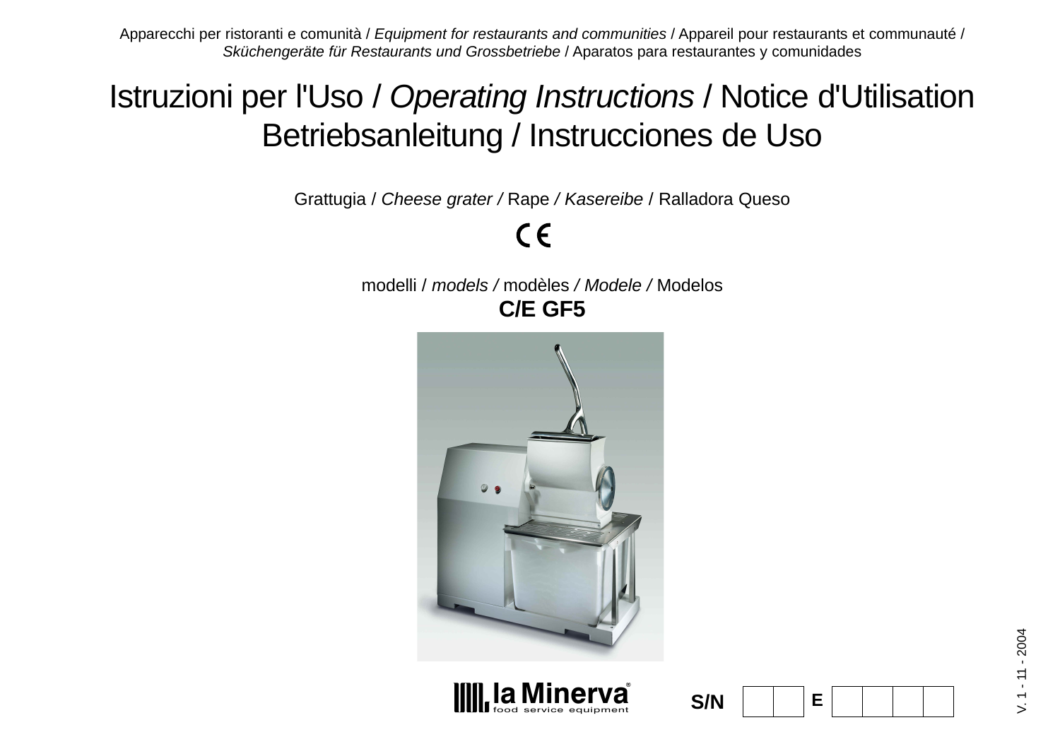Apparecchi per ristoranti e comunità / *Equipment for restaurants and communities* / Appareil pour restaurants et communauté / *Sküchengeräte für Restaurants und Grossbetriebe* / Aparatos para restaurantes y comunidades

# Istruzioni per l'Uso / *Operating Instructions* / Notice d'Utilisation Betriebsanleitung / Instrucciones de Uso

Grattugia / *Cheese grater /* Rape / *Kasereibe* / Ralladora Queso

CE

modelli / *models /* modèles / *Modele /* Modelos

**C/E GF5**

la Minerva®
food service equipment

**S/N** | | | **E** | | | | |

V. 1 - 11 - 2004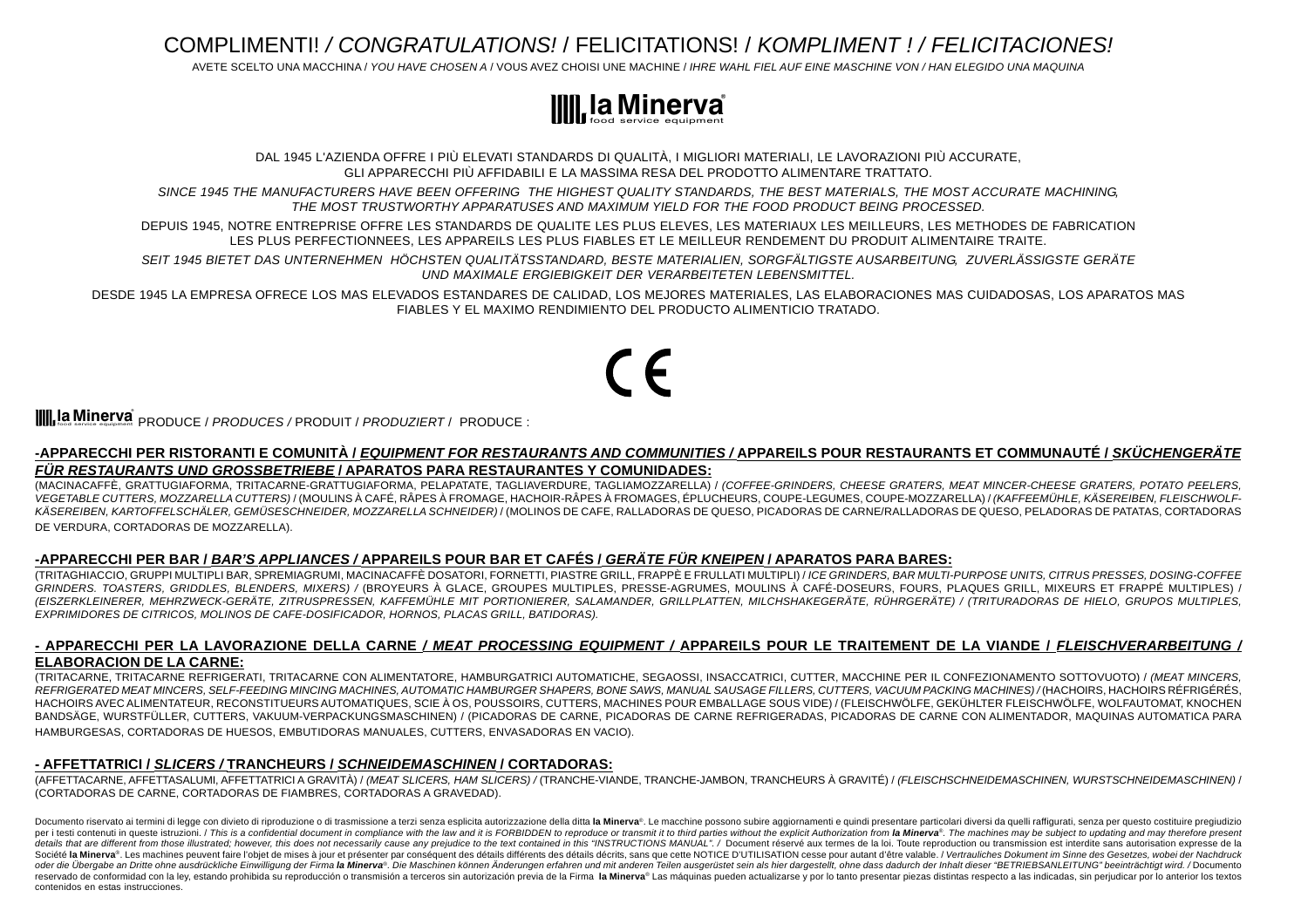# COMPLIMENTI! / *CONGRATULATIONS!* / FELICITATIONS! / *KOMPLIMENT ! / FELICITACIONES!*

AVETE SCELTO UNA MACCHINA / *YOU HAVE CHOSEN A* / VOUS AVEZ CHOISI UNE MACHINE / *IHRE WAHL FIEL AUF EINE MASCHINE VON / HAN ELEGIDO UNA MAQUINA*

**la Minerva®** food service equipment

DAL 1945 L'AZIENDA OFFRE I PIÙ ELEVATI STANDARDS DI QUALITÀ, I MIGLIORI MATERIALI, LE LAVORAZIONI PIÙ ACCURATE, GLI APPARECCHI PIÙ AFFIDABILI E LA MASSIMA RESA DEL PRODOTTO ALIMENTARE TRATTATO.

*SINCE 1945 THE MANUFACTURERS HAVE BEEN OFFERING THE HIGHEST QUALITY STANDARDS, THE BEST MATERIALS, THE MOST ACCURATE MACHINING, THE MOST TRUSTWORTHY APPARATUSES AND MAXIMUM YIELD FOR THE FOOD PRODUCT BEING PROCESSED.*

DEPUIS 1945, NOTRE ENTREPRISE OFFRE LES STANDARDS DE QUALITE LES PLUS ELEVES, LES MATERIAUX LES MEILLEURS, LES METHODES DE FABRICATION LES PLUS PERFECTIONNEES, LES APPAREILS LES PLUS FIABLES ET LE MEILLEUR RENDEMENT DU PRODUIT ALIMENTAIRE TRAITE.

*SEIT 1945 BIETET DAS UNTERNEHMEN HÖCHSTEN QUALITÄTSSTANDARD, BESTE MATERIALIEN, SORGFÄLTIGSTE AUSARBEITUNG, ZUVERLÄSSIGSTE GERÄTE UND MAXIMALE ERGIEBIGKEIT DER VERARBEITETEN LEBENSMITTEL.*

DESDE 1945 LA EMPRESA OFRECE LOS MAS ELEVADOS ESTANDARES DE CALIDAD, LOS MEJORES MATERIALES, LAS ELABORACIONES MAS CUIDADOSAS, LOS APARATOS MAS FIABLES Y EL MAXIMO RENDIMIENTO DEL PRODUCTO ALIMENTICIO TRATADO.

CE

**la Minerva®** PRODUCE / *PRODUCES /* PRODUIT / *PRODUZIERT* / PRODUCE :

**-APPARECCHI PER RISTORANTI E COMUNITÀ / *EQUIPMENT FOR RESTAURANTS AND COMMUNITIES /* APPAREILS POUR RESTAURANTS ET COMMUNAUTÉ / *SKÜCHENGERÄTE FÜR RESTAURANTS UND GROSSBETRIEBE* / APARATOS PARA RESTAURANTES Y COMUNIDADES:**

(MACINACAFFÈ, GRATTUGIAFORMA, TRITACARNE-GRATTUGIAFORMA, PELAPATATE, TAGLIAVERDURE, TAGLIAMOZZARELLA) / *(COFFEE-GRINDERS, CHEESE GRATERS, MEAT MINCER-CHEESE GRATERS, POTATO PEELERS, VEGETABLE CUTTERS, MOZZARELLA CUTTERS)* / (MOULINS À CAFÉ, RÂPES À FROMAGE, HACHOIR-RÂPES À FROMAGES, ÉPLUCHEURS, COUPE-LEGUMES, COUPE-MOZZARELLA) / *(KAFFEEMÜHLE, KÄSEREIBEN, FLEISCHWOLF-KÄSEREIBEN, KARTOFFELSCHÄLER, GEMÜSESCHNEIDER, MOZZARELLA SCHNEIDER)* / (MOLINOS DE CAFE, RALLADORAS DE QUESO, PICADORAS DE CARNE/RALLADORAS DE QUESO, PELADORAS DE PATATAS, CORTADORAS DE VERDURA, CORTADORAS DE MOZZARELLA).

**-APPARECCHI PER BAR / *BAR'S APPLIANCES /* APPAREILS POUR BAR ET CAFÉS / *GERÄTE FÜR KNEIPEN* / APARATOS PARA BARES:**

(TRITAGHIACCIO, GRUPPI MULTIPLI BAR, SPREMIAGRUMI, MACINACAFFÈ DOSATORI, FORNETTI, PIASTRE GRILL, FRAPPÈ E FRULLATI MULTIPLI) / *ICE GRINDERS, BAR MULTI-PURPOSE UNITS, CITRUS PRESSES, DOSING-COFFEE GRINDERS. TOASTERS, GRIDDLES, BLENDERS, MIXERS) /* (BROYEURS À GLACE, GROUPES MULTIPLES, PRESSE-AGRUMES, MOULINS À CAFÉ-DOSEURS, FOURS, PLAQUES GRILL, MIXEURS ET FRAPPÉ MULTIPLES) / *(EISZERKLEINERER, MEHRZWECK-GERÄTE, ZITRUSPRESSEN, KAFFEEMÜHLE MIT PORTIONIERER, SALAMANDER, GRILLPLATTEN, MILCHSHAKEGERÄTE, RÜHRGERÄTE) / (TRITURADORAS DE HIELO, GRUPOS MULTIPLES, EXPRIMIDORES DE CITRICOS, MOLINOS DE CAFE-DOSIFICADOR, HORNOS, PLACAS GRILL, BATIDORAS).*

**- APPARECCHI PER LA LAVORAZIONE DELLA CARNE / *MEAT PROCESSING EQUIPMENT /* APPAREILS POUR LE TRAITEMENT DE LA VIANDE / *FLEISCHVERARBEITUNG* / ELABORACION DE LA CARNE:**

(TRITACARNE, TRITACARNE REFRIGERATI, TRITACARNE CON ALIMENTATORE, HAMBURGATRICI AUTOMATICHE, SEGAOSSI, INSACCATRICI, CUTTER, MACCHINE PER IL CONFEZIONAMENTO SOTTOVUOTO) / *(MEAT MINCERS, REFRIGERATED MEAT MINCERS, SELF-FEEDING MINCING MACHINES, AUTOMATIC HAMBURGER SHAPERS, BONE SAWS, MANUAL SAUSAGE FILLERS, CUTTERS, VACUUM PACKING MACHINES) /* (HACHOIRS, HACHOIRS RÉFRIGÉRÉS, HACHOIRS AVEC ALIMENTATEUR, RECONSTITUEURS AUTOMATIQUES, SCIE À OS, POUSSOIRS, CUTTERS, MACHINES POUR EMBALLAGE SOUS VIDE) / (FLEISCHWÖLFE, GEKÜHLTER FLEISCHWÖLFE, WOLFAUTOMAT, KNOCHEN BANDSÄGE, WURSTFÜLLER, CUTTERS, VAKUUM-VERPACKUNGSMASCHINEN) / (PICADORAS DE CARNE, PICADORAS DE CARNE REFRIGERADAS, PICADORAS DE CARNE CON ALIMENTADOR, MAQUINAS AUTOMATICA PARA HAMBURGESAS, CORTADORAS DE HUESOS, EMBUTIDORAS MANUALES, CUTTERS, ENVASADORAS EN VACIO).

**- AFFETTATRICI / *SLICERS /* TRANCHEURS / *SCHNEIDEMASCHINEN* / CORTADORAS:**

(AFFETTACARNE, AFFETTASALUMI, AFFETTATRICI A GRAVITÀ) / *(MEAT SLICERS, HAM SLICERS) /* (TRANCHE-VIANDE, TRANCHE-JAMBON, TRANCHEURS À GRAVITÉ) / *(FLEISCHSCHNEIDEMASCHINEN, WURSTSCHNEIDEMASCHINEN)* / (CORTADORAS DE CARNE, CORTADORAS DE FIAMBRES, CORTADORAS A GRAVEDAD).

Documento riservato ai termini di legge con divieto di riproduzione o di trasmissione a terzi senza esplicita autorizzazione della ditta **la Minerva**®. Le macchine possono subire aggiornamenti e quindi presentare particolari diversi da quelli raffigurati, senza per questo costituire pregiudizio per i testi contenuti in queste istruzioni. / *This is a confidential document in compliance with the law and it is FORBIDDEN to reproduce or transmit it to third parties without the explicit Authorization from **la Minerva**®. The machines may be subject to updating and may therefore present details that are different from those illustrated; however, this does not necessarily cause any prejudice to the text contained in this "INSTRUCTIONS MANUAL". /* Document réservé aux termes de la loi. Toute reproduction ou transmission est interdite sans autorisation expresse de la Société **la Minerva**®. Les machines peuvent faire l'objet de mises à jour et présenter par conséquent des détails différents des détails décrits, sans que cette NOTICE D'UTILISATION cesse pour autant d'être valable. / *Vertrauliches Dokument im Sinne des Gesetzes, wobei der Nachdruck oder die Übergabe an Dritte ohne ausdrückliche Einwilligung der Firma **la Minerva**®. Die Maschinen können Änderungen erfahren und mit anderen Teilen ausgerüstet sein als hier dargestellt, ohne dass dadurch der Inhalt dieser "BETRIEBSANLEITUNG" beeinträchtigt wird. /* Documento reservado de conformidad con la ley, estando prohibida su reproducción o transmisión a terceros sin autorización previa de la Firma **la Minerva**® Las máquinas pueden actualizarse y por lo tanto presentar piezas distintas respecto a las indicadas, sin perjudicar por lo anterior los textos contenidos en estas instrucciones.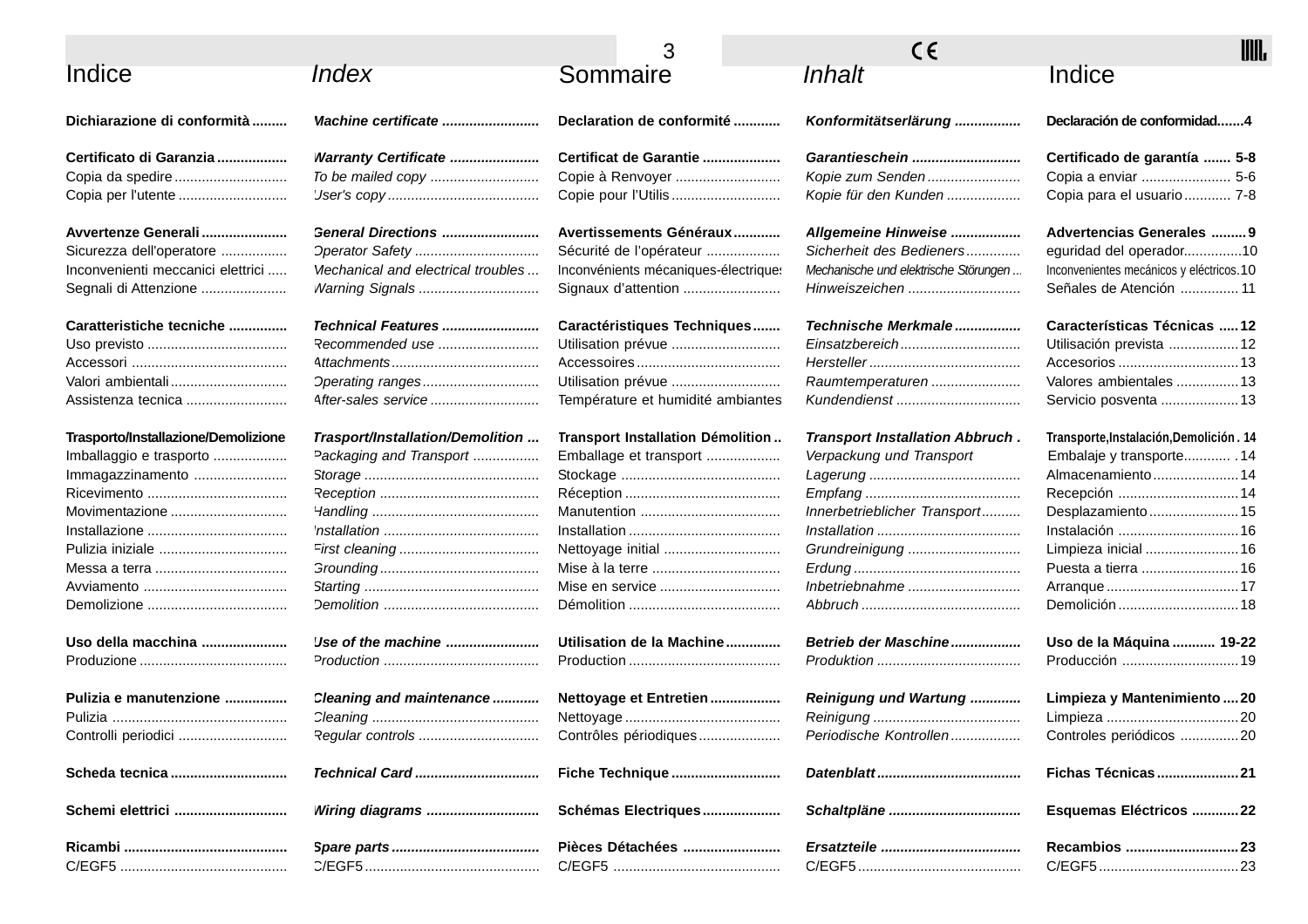| Indice | *Index* | Sommaire | *Inhalt* | Indice |
|---|---|---|---|---|
| **Dichiarazione di conformità** | ***Machine certificate*** | **Declaration de conformité** | ***Konformitätserlärung*** | **Declaración de conformidad** 4 |
| | | | | |
| **Certificato di Garanzia** | ***Warranty Certificate*** | **Certificat de Garantie** | ***Garantieschein*** | **Certificado de garantía** 5-8 |
| Copia da spedire | *To be mailed copy* | Copie à Renvoyer | *Kopie zum Senden* | Copia a enviar 5-6 |
| Copia per l'utente | *User's copy* | Copie pour l'Utilis | *Kopie für den Kunden* | Copia para el usuario 7-8 |
| | | | | |
| **Avvertenze Generali** | ***General Directions*** | **Avertissements Généraux** | ***Allgemeine Hinweise*** | **Advertencias Generales** 9 |
| Sicurezza dell'operatore | *Operator Safety* | Sécurité de l'opérateur | *Sicherheit des Bedieners* | eguridad del operador 10 |
| Inconvenienti meccanici elettrici | *Mechanical and electrical troubles* | Inconvénients mécaniques-électriques | *Mechanische und elektrische Störungen* | Inconvenientes mecánicos y eléctricos 10 |
| Segnali di Attenzione | *Warning Signals* | Signaux d'attention | *Hinweiszeichen* | Señales de Atención 11 |
| | | | | |
| **Caratteristiche tecniche** | ***Technical Features*** | **Caractéristiques Techniques** | ***Technische Merkmale*** | **Características Técnicas** 12 |
| Uso previsto | *Recommended use* | Utilisation prévue | *Einsatzbereich* | Utilisación prevista 12 |
| Accessori | *Attachments* | Accessoires | *Hersteller* | Accesorios 13 |
| Valori ambientali | *Operating ranges* | Utilisation prévue | *Raumtemperaturen* | Valores ambientales 13 |
| Assistenza tecnica | *After-sales service* | Température et humidité ambiantes | *Kundendienst* | Servicio posventa 13 |
| | | | | |
| **Trasporto/Installazione/Demolizione** | ***Trasport/Installation/Demolition*** | **Transport Installation Démolition** | ***Transport Installation Abbruch*** | **Transporte,Instalación,Demolición** 14 |
| Imballaggio e trasporto | *Packaging and Transport* | Emballage et transport | *Verpackung und Transport* | Embalaje y transporte 14 |
| Immagazzinamento | *Storage* | Stockage | *Lagerung* | Almacenamiento 14 |
| Ricevimento | *Reception* | Réception | *Empfang* | Recepción 14 |
| Movimentazione | *Handling* | Manutention | *Innerbetrieblicher Transport* | Desplazamiento 15 |
| Installazione | *Installation* | Installation | *Installation* | Instalación 16 |
| Pulizia iniziale | *First cleaning* | Nettoyage initial | *Grundreinigung* | Limpieza inicial 16 |
| Messa a terra | *Grounding* | Mise à la terre | *Erdung* | Puesta a tierra 16 |
| Avviamento | *Starting* | Mise en service | *Inbetriebnahme* | Arranque 17 |
| Demolizione | *Demolition* | Démolition | *Abbruch* | Demolición 18 |
| | | | | |
| **Uso della macchina** | ***Use of the machine*** | **Utilisation de la Machine** | ***Betrieb der Maschine*** | **Uso de la Máquina** 19-22 |
| Produzione | *Production* | Production | *Produktion* | Producción 19 |
| | | | | |
| **Pulizia e manutenzione** | ***Cleaning and maintenance*** | **Nettoyage et Entretien** | ***Reinigung und Wartung*** | **Limpieza y Mantenimiento** 20 |
| Pulizia | *Cleaning* | Nettoyage | *Reinigung* | Limpieza 20 |
| Controlli periodici | *Regular controls* | Contrôles périodiques | *Periodische Kontrollen* | Controles periódicos 20 |
| | | | | |
| **Scheda tecnica** | ***Technical Card*** | **Fiche Technique** | ***Datenblatt*** | **Fichas Técnicas** 21 |
| | | | | |
| **Schemi elettrici** | ***Wiring diagrams*** | **Schémas Electriques** | ***Schaltpläne*** | **Esquemas Eléctricos** 22 |
| | | | | |
| **Ricambi** | ***Spare parts*** | **Pièces Détachées** | ***Ersatzteile*** | **Recambios** 23 |
| C/EGF5 | *C/EGF5* | C/EGF5 | *C/EGF5* | C/EGF5 23 |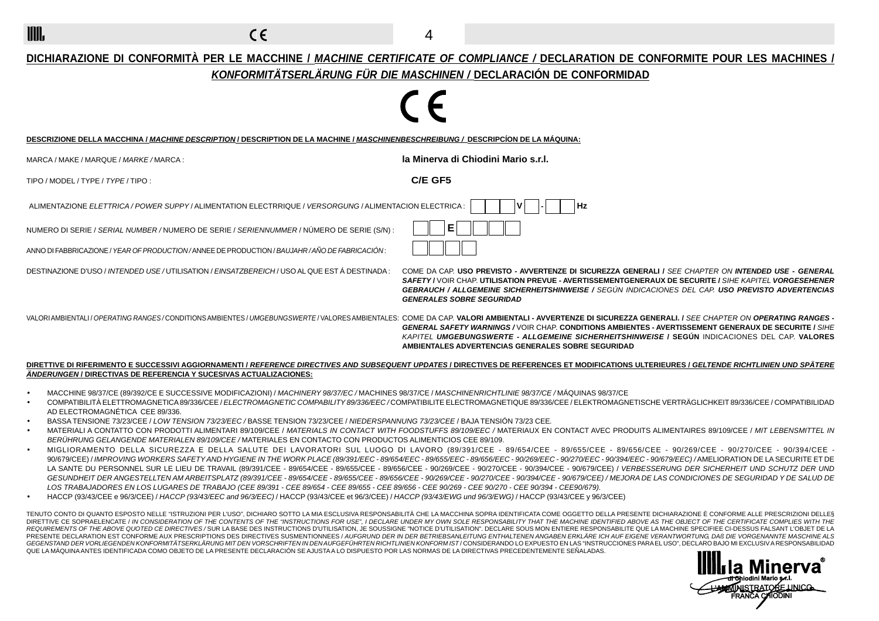# DICHIARAZIONE DI CONFORMITÀ PER LE MACCHINE / *MACHINE CERTIFICATE OF COMPLIANCE* / DECLARATION DE CONFORMITE POUR LES MACHINES / *KONFORMITÄTSERLÄRUNG FÜR DIE MASCHINEN* / DECLARACIÓN DE CONFORMIDAD

CE

**DESCRIZIONE DELLA MACCHINA / *MACHINE DESCRIPTION* / DESCRIPTION DE LA MACHINE / *MASCHINENBESCHREIBUNG* / DESCRIPCÍON DE LA MÁQUINA:**

MARCA / MAKE / MARQUE / *MARKE* / MARCA : **la Minerva di Chiodini Mario s.r.l.**

TIPO / MODEL / TYPE / *TYPE* / TIPO : **C/E GF5**

ALIMENTAZIONE *ELETTRICA / POWER SUPPY* / ALIMENTATION ELECTRRIQUE / *VERSORGUNG* / ALIMENTACION ELECTRICA : ___ V ___ - ___ Hz

NUMERO DI SERIE / *SERIAL NUMBER* / NUMERO DE SERIE / *SERIENNUMMER* / NÚMERO DE SERIE (S/N) : ___ E ___

ANNO DI FABBRICAZIONE / *YEAR OF PRODUCTION* / ANNEE DE PRODUCTION / *BAUJAHR / AÑO DE FABRICACIÓN* : ____

DESTINAZIONE D'USO / *INTENDED USE* / UTILISATION / *EINSATZBEREICH* / USO AL QUE EST Á DESTINADA : COME DA CAP. **USO PREVISTO - AVVERTENZE DI SICUREZZA GENERALI** / *SEE CHAPTER ON* ***INTENDED USE - GENERAL SAFETY*** / VOIR CHAP. **UTILISATION PREVUE - AVERTISSEMENTGENERAUX DE SECURITE** / *SIHE KAPITEL* ***VORGESEHENER GEBRAUCH / ALLGEMEINE SICHERHEITSHINWEISE*** / *SEGÚN INDICACIONES DEL CAP.* ***USO PREVISTO ADVERTENCIAS GENERALES SOBRE SEGURIDAD***

VALORI AMBIENTALI / *OPERATING RANGES* / CONDITIONS AMBIENTES / *UMGEBUNGSWERTE* / VALORES AMBIENTALES: COME DA CAP. **VALORI AMBIENTALI - AVVERTENZE DI SICUREZZA GENERALI.** / *SEE CHAPTER ON* ***OPERATING RANGES - GENERAL SAFETY WARNINGS*** / VOIR CHAP. **CONDITIONS AMBIENTES - AVERTISSEMENT GENERAUX DE SECURITE** / *SIHE KAPITEL* ***UMGEBUNGSWERTE - ALLGEMEINE SICHERHEITSHINWEISE*** / **SEGÚN** INDICACIONES DEL CAP. **VALORES AMBIENTALES ADVERTENCIAS GENERALES SOBRE SEGURIDAD**

**DIRETTIVE DI RIFERIMENTO E SUCCESSIVI AGGIORNAMENTI / *REFERENCE DIRECTIVES AND SUBSEQUENT UPDATES* / DIRECTIVES DE REFERENCES ET MODIFICATIONS ULTERIEURES / *GELTENDE RICHTLINIEN UND SPÄTERE ÄNDERUNGEN* / DIRECTIVAS DE REFERENCIA Y SUCESIVAS ACTUALIZACIONES:**

- MACCHINE 98/37/CE (89/392/CE E SUCCESSIVE MODIFICAZIONI) / *MACHINERY 98/37/EC* / MACHINES 98/37/CE / *MASCHINENRICHTLINIE 98/37/CE* / MÁQUINAS 98/37/CE
- COMPATIBILITÀ ELETTROMAGNETICA 89/336/CEE / *ELECTROMAGNETIC COMPABILITY 89/336/EEC* / COMPATIBILITE ELECTROMAGNETIQUE 89/336/CEE / ELEKTROMAGNETISCHE VERTRÄGLICHKEIT 89/336/CEE / COMPATIBILIDAD AD ELECTROMAGNÉTICA CEE 89/336.
- BASSA TENSIONE 73/23/CEE / *LOW TENSION 73/23/EEC* / BASSE TENSION 73/23/CEE / *NIEDERSPANNUNG 73/23/CEE* / BAJA TENSIÓN 73/23 CEE.
- MATERIALI A CONTATTO CON PRODOTTI ALIMENTARI 89/109/CEE / *MATERIALS IN CONTACT WITH FOODSTUFFS 89/109/EEC* / MATERIAUX EN CONTACT AVEC PRODUITS ALIMENTAIRES 89/109/CEE / *MIT LEBENSMITTEL IN BERÜHRUNG GELANGENDE MATERIALEN 89/109/CEE* / MATERIALES EN CONTACTO CON PRODUCTOS ALIMENTICIOS CEE 89/109.
- MIGLIORAMENTO DELLA SICUREZZA E DELLA SALUTE DEI LAVORATORI SUL LUOGO DI LAVORO (89/391/CEE - 89/654/CEE - 89/655/CEE - 89/656/CEE - 90/269/CEE - 90/270/CEE - 90/394/CEE - 90/679/CEE) / *IMPROVING WORKERS SAFETY AND HYGIENE IN THE WORK PLACE (89/391/EEC - 89/654/EEC - 89/655/EEC - 89/656/EEC - 90/269/EEC - 90/270/EEC - 90/394/EEC - 90/679/EEC)* / AMELIORATION DE LA SECURITE ET DE LA SANTE DU PERSONNEL SUR LE LIEU DE TRAVAIL (89/391/CEE - 89/654/CEE - 89/655/CEE - 89/656/CEE - 90/269/CEE - 90/270/CEE - 90/394/CEE - 90/679/CEE) / *VERBESSERUNG DER SICHERHEIT UND SCHUTZ DER UND GESUNDHEIT DER ANGESTELLTEN AM ARBEITSPLATZ (89/391/CEE - 89/654/CEE - 89/655/CEE - 89/656/CEE - 90/269/CEE - 90/270/CEE - 90/394/CEE - 90/679/CEE) / MEJORA DE LAS CONDICIONES DE SEGURIDAD Y DE SALUD DE LOS TRABAJADORES EN LOS LUGARES DE TRABAJO (CEE 89/391 - CEE 89/654 - CEE 89/655 - CEE 89/656 - CEE 90/269 - CEE 90/270 - CEE 90/394 - CEE90/679).*
- HACCP (93/43/CEE e 96/3/CEE) / *HACCP (93/43/EEC and 96/3/EEC)* / HACCP (93/43/CEE et 96/3/CEE) / *HACCP (93/43/EWG und 96/3/EWG)* / HACCP (93/43/CEE y 96/3/CEE)

TENUTO CONTO DI QUANTO ESPOSTO NELLE "ISTRUZIONI PER L'USO", DICHIARO SOTTO LA MIA ESCLUSIVA RESPONSABILITÀ CHE LA MACCHINA SOPRA IDENTIFICATA COME OGGETTO DELLA PRESENTE DICHIARAZIONE È CONFORME ALLE PRESCRIZIONI DELLE DIRETTIVE CE SOPRAELENCATE / *IN CONSIDERATION OF THE CONTENTS OF THE "INSTRUCTIONS FOR USE", I DECLARE UNDER MY OWN SOLE RESPONSABILITY THAT THE MACHINE IDENTIFIED ABOVE AS THE OBJECT OF THE CERTIFICATE COMPLIES WITH THE REQUIREMENTS OF THE ABOVE QUOTED CE DIRECTIVES* / SUR LA BASE DES INSTRUCTIONS D'UTILISATION, JE SOUSSIGNE "NOTICE D'UTILISATION". DECLARE SOUS MON ENTIERE RESPONSABILITE QUE LA MACHINE SPECIFIEE CI-DESSUS FALSANT L'OBJET DE LA PRESENTE DECLARATION EST CONFORME AUX PRESCRIPTIONS DES DIRECTIVES SUSMENTIONNEES / *AUFGRUND DER IN DER BETRIEBSANLEITUNG ENTHALTENEN ANGABEN ERKLÄRE ICH AUF EIGENE VERANTWORTUNG, DAß DIE VORGENANNTE MASCHINE ALS GEGENSTAND DER VORLIEGENDEN KONFORMITÄTSERKLÄRUNG MIT DEN VORSCHRIFTEN IN DEN AUFGEFÜHRTEN RICHTLINIEN KONFORM IST* / CONSIDERANDO LO EXPUESTO EN LAS "INSTRUCCIONES PARA EL USO", DECLARO BAJO MI EXCLUSIVA RESPONSABILIDAD QUE LA MÁQUINA ANTES IDENTIFICADA COMO OBJETO DE LA PRESENTE DECLARACIÓN SE AJUSTA A LO DISPUESTO POR LAS NORMAS DE LA DIRECTIVAS PRECEDENTEMENTE SEÑALADAS.

la Minerva®
di Chiodini Mario s.r.l.
L'AMMINISTRATORE UNICO
FRANCA CHIODINI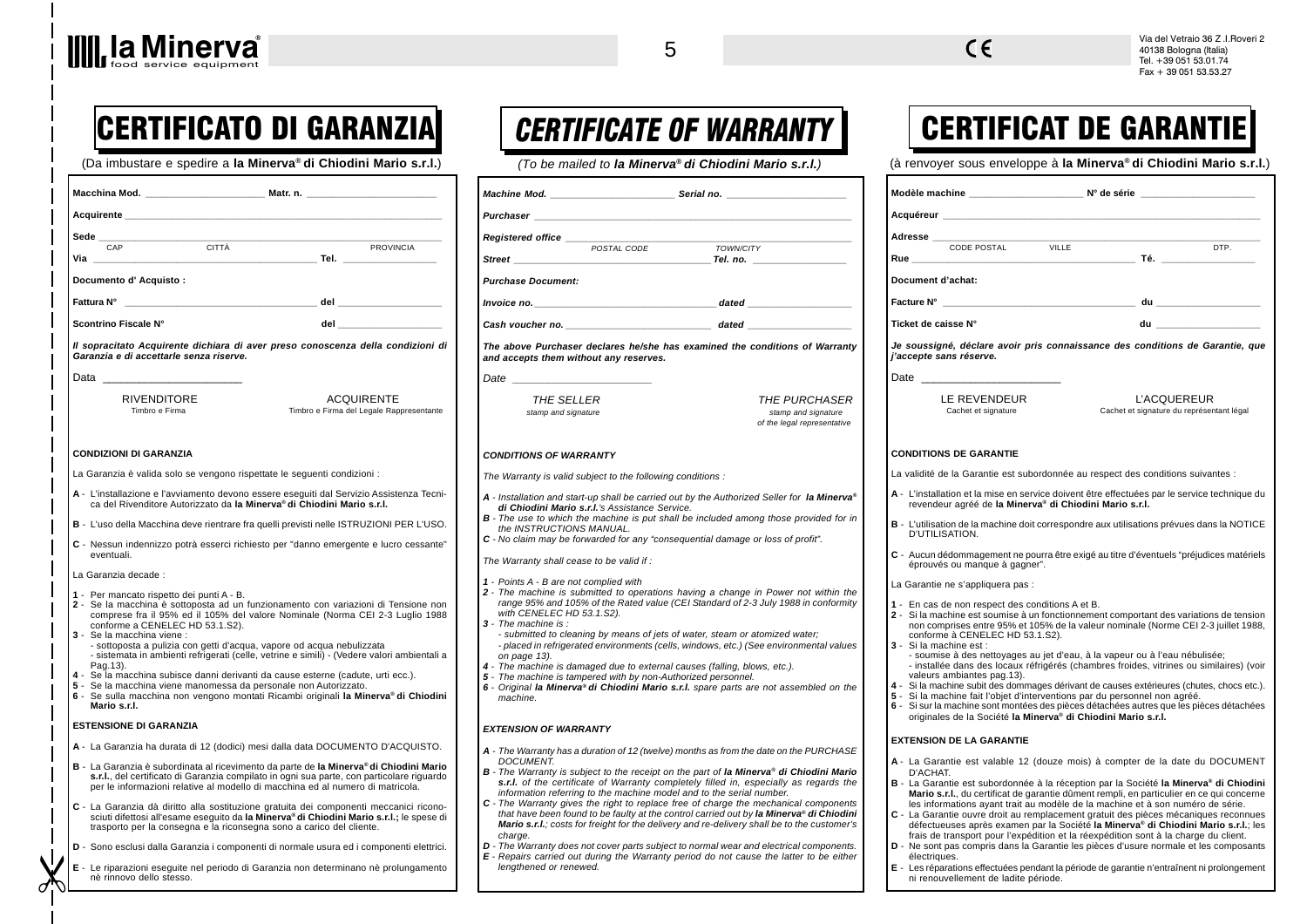la Minerva® food service equipment

Via del Vetraio 36 Z.I.Roveri 2
40138 Bologna (Italia)
Tel. +39 051 53.01.74
Fax + 39 051 53.53.27

# CERTIFICATO DI GARANZIA

(Da imbustare e spedire a **la Minerva® di Chiodini Mario s.r.l.**)

**Macchina Mod.** ____________________ **Matr. n.** ____________________

**Acquirente** ________________________________________________

**Sede** ________________________________________________
CAP CITTÀ PROVINCIA

**Via** ______________________________ **Tel.** ______________

**Documento d' Acquisto :**

**Fattura N°** ______________________________ **del** ______________

**Scontrino Fiscale N°** **del** ______________

***Il sopracitato Acquirente dichiara di aver preso conoscenza della condizioni di Garanzia e di accettarle senza riserve.***

Data ____________________

RIVENDITORE
Timbro e Firma

ACQUIRENTE
Timbro e Firma del Legale Rappresentante

**CONDIZIONI DI GARANZIA**

La Garanzia è valida solo se vengono rispettate le seguenti condizioni :

**A** - L'installazione e l'avviamento devono essere eseguiti dal Servizio Assistenza Tecnica del Rivenditore Autorizzato da **la Minerva® di Chiodini Mario s.r.l.**

**B** - L'uso della Macchina deve rientrare fra quelli previsti nelle ISTRUZIONI PER L'USO.

**C** - Nessun indennizzo potrà esserci richiesto per "danno emergente e lucro cessante" eventuali.

La Garanzia decade :

**1** - Per mancato rispetto dei punti A - B.
**2** - Se la macchina è sottoposta ad un funzionamento con variazioni di Tensione non comprese fra il 95% ed il 105% del valore Nominale (Norma CEI 2-3 Luglio 1988 conforme a CENELEC HD 53.1.S2).
**3** - Se la macchina viene :
- sottoposta a pulizia con getti d'acqua, vapore od acqua nebulizzata
- sistemata in ambienti refrigerati (celle, vetrine e simili) - (Vedere valori ambientali a Pag.13).
**4** - Se la macchina subisce danni derivanti da cause esterne (cadute, urti ecc.).
**5** - Se la macchina viene manomessa da personale non Autorizzato.
**6** - Se sulla macchina non vengono montati Ricambi originali **la Minerva® di Chiodini Mario s.r.l.**

**ESTENSIONE DI GARANZIA**

**A** - La Garanzia ha durata di 12 (dodici) mesi dalla data DOCUMENTO D'ACQUISTO.

**B** - La Garanzia è subordinata al ricevimento da parte de **la Minerva® di Chiodini Mario s.r.l.**, del certificato di Garanzia compilato in ogni sua parte, con particolare riguardo per le informazioni relative al modello di macchina ed al numero di matricola.

**C** - La Garanzia dà diritto alla sostituzione gratuita dei componenti meccanici riconosciuti difettosi all'esame eseguito da **la Minerva® di Chiodini Mario s.r.l.;** le spese di trasporto per la consegna e la riconsegna sono a carico del cliente.

**D** - Sono esclusi dalla Garanzia i componenti di normale usura ed i componenti elettrici.

**E** - Le riparazioni eseguite nel periodo di Garanzia non determinano nè prolungamento nè rinnovo dello stesso.

# *CERTIFICATE OF WARRANTY*

*(To be mailed to **la Minerva® di Chiodini Mario s.r.l.**)*

***Machine Mod.*** ____________________ ***Serial no.*** ____________________

***Purchaser*** ________________________________________________

***Registered office*** ________________________________________________
*POSTAL CODE* *TOWN/CITY*

***Street*** ______________________________ ***Tel. no.*** ______________

***Purchase Document:***

***Invoice no.*** ______________________________ ***dated*** ______________

***Cash voucher no.*** ______________________________ ***dated*** ______________

***The above Purchaser declares he/she has examined the conditions of Warranty and accepts them without any reserves.***

*Date* ____________________

*THE SELLER*
*stamp and signature*

*THE PURCHASER*
*stamp and signature of the legal representative*

***CONDITIONS OF WARRANTY***

*The Warranty is valid subject to the following conditions :*

***A*** *- Installation and start-up shall be carried out by the Authorized Seller for* ***la Minerva® di Chiodini Mario s.r.l.****'s Assistance Service.*
***B*** *- The use to which the machine is put shall be included among those provided for in the INSTRUCTIONS MANUAL.*
***C*** *- No claim may be forwarded for any "consequential damage or loss of profit".*

*The Warranty shall cease to be valid if :*

***1*** *- Points A - B are not complied with*
***2*** *- The machine is submitted to operations having a change in Power not within the range 95% and 105% of the Rated value (CEI Standard of 2-3 July 1988 in conformity with CENELEC HD 53.1.S2).*
***3*** *- The machine is :*
*- submitted to cleaning by means of jets of water, steam or atomized water;*
*- placed in refrigerated environments (cells, windows, etc.) (See environmental values on page 13).*
***4*** *- The machine is damaged due to external causes (falling, blows, etc.).*
***5*** *- The machine is tampered with by non-Authorized personnel.*
***6*** *- Original* ***la Minerva® di Chiodini Mario s.r.l.*** *spare parts are not assembled on the machine.*

***EXTENSION OF WARRANTY***

***A*** *- The Warranty has a duration of 12 (twelve) months as from the date on the PURCHASE DOCUMENT.*
***B*** *- The Warranty is subject to the receipt on the part of* ***la Minerva® di Chiodini Mario s.r.l.*** *of the certificate of Warranty completely filled in, especially as regards the information referring to the machine model and to the serial number.*
***C*** *- The Warranty gives the right to replace free of charge the mechanical components that have been found to be faulty at the control carried out by* ***la Minerva® di Chiodini Mario s.r.l.****; costs for freight for the delivery and re-delivery shall be to the customer's charge.*
***D*** *- The Warranty does not cover parts subject to normal wear and electrical components.*
***E*** *- Repairs carried out during the Warranty period do not cause the latter to be either lengthened or renewed.*

# CERTIFICAT DE GARANTIE

(à renvoyer sous enveloppe à **la Minerva® di Chiodini Mario s.r.l.**)

**Modèle machine** ____________________ **N° de série** ____________________

**Acquéreur** ________________________________________________

**Adresse** ________________________________________________
CODE POSTAL VILLE DTP.

**Rue** ______________________________ **Té.** ______________

**Document d'achat:**

**Facture N°** ______________________________ **du** ______________

**Ticket de caisse N°** **du** ______________

***Je soussigné, déclare avoir pris connaissance des conditions de Garantie, que j'accepte sans réserve.***

Date ____________________

LE REVENDEUR
Cachet et signature

L'ACQUEREUR
Cachet et signature du représentant légal

**CONDITIONS DE GARANTIE**

La validité de la Garantie est subordonnée au respect des conditions suivantes :

**A** - L'installation et la mise en service doivent être effectuées par le service technique du revendeur agréé de **la Minerva® di Chiodini Mario s.r.l.**

**B** - L'utilisation de la machine doit correspondre aux utilisations prévues dans la NOTICE D'UTILISATION.

**C** - Aucun dédommagement ne pourra être exigé au titre d'éventuels "préjudices matériels éprouvés ou manque à gagner".

La Garantie ne s'appliquera pas :

**1** - En cas de non respect des conditions A et B.
**2** - Si la machine est soumise à un fonctionnement comportant des variations de tension non comprises entre 95% et 105% de la valeur nominale (Norme CEI 2-3 juillet 1988, conforme à CENELEC HD 53.1.S2).
**3** - Si la machine est :
- soumise à des nettoyages au jet d'eau, à la vapeur ou à l'eau nébulisée;
- installée dans des locaux réfrigérés (chambres froides, vitrines ou similaires) (voir valeurs ambiantes pag.13).
**4** - Si la machine subit des dommages dérivant de causes extérieures (chutes, chocs etc.).
**5** - Si la machine fait l'objet d'interventions par du personnel non agréé.
**6** - Si sur la machine sont montées des pièces détachées autres que les pièces détachées originales de la Société **la Minerva® di Chiodini Mario s.r.l.**

**EXTENSION DE LA GARANTIE**

**A** - La Garantie est valable 12 (douze mois) à compter de la date du DOCUMENT D'ACHAT.
**B** - La Garantie est subordonnée à la réception par la Société **la Minerva® di Chiodini Mario s.r.l.**, du certificat de garantie dûment rempli, en particulier en ce qui concerne les informations ayant trait au modèle de la machine et à son numéro de série.
**C** - La Garantie ouvre droit au remplacement gratuit des pièces mécaniques reconnues défectueuses après examen par la Société **la Minerva® di Chiodini Mario s.r.l.**; les frais de transport pour l'expédition et la réexpédition sont à la charge du client.
**D** - Ne sont pas compris dans la Garantie les pièces d'usure normale et les composants électriques.
**E** - Les réparations effectuées pendant la période de garantie n'entraînent ni prolongement ni renouvellement de ladite période.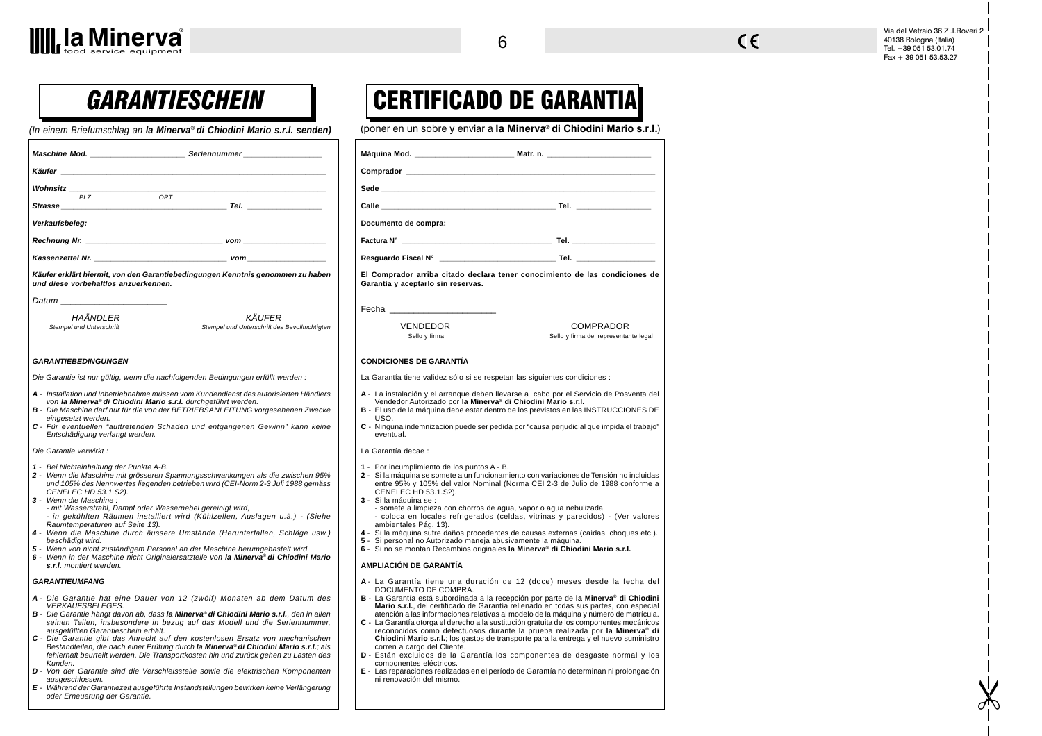# GARANTIESCHEIN

*(In einem Briefumschlag an **la Minerva® di Chiodini Mario s.r.l.** senden)*

***Maschine Mod.*** ______________________ ***Seriennummer*** __________________

***Käufer*** ______________________________________________________________

***Wohnsitz*** ____________________________________________________________
*PLZ* *ORT*

***Strasse*** ______________________________________ ***Tel.*** ________________

***Verkaufsbeleg:***

***Rechnung Nr.*** ______________________________ ***vom*** ___________________

***Kassenzettel Nr.*** ____________________________ ***vom*** ___________________

***Käufer erklärt hiermit, von den Garantiebedingungen Kenntnis genommen zu haben und diese vorbehaltlos anzuerkennen.***

*Datum* ______________________

*HAÄNDLER* — *Stempel und Unterschrift*

*KÄUFER* — *Stempel und Unterschrift des Bevollmchtigten*

***GARANTIEBEDINGUNGEN***

*Die Garantie ist nur gültig, wenn die nachfolgenden Bedingungen erfüllt werden :*

***A*** *- Installation und Inbetriebnahme müssen vom Kundendienst des autorisierten Händlers von **la Minerva® di Chiodini Mario s.r.l.** durchgeführt werden.*
***B*** *- Die Maschine darf nur für die von der BETRIEBSANLEITUNG vorgesehenen Zwecke eingesetzt werden.*
***C*** *- Für eventuellen "auftretenden Schaden und entgangenen Gewinn" kann keine Entschädigung verlangt werden.*

*Die Garantie verwirkt :*

***1*** *- Bei Nichteinhaltung der Punkte A-B.*
***2*** *- Wenn die Maschine mit grösseren Spannungsschwankungen als die zwischen 95% und 105% des Nennwertes liegenden betrieben wird (CEI-Norm 2-3 Juli 1988 gemäss CENELEC HD 53.1.S2).*
***3*** *- Wenn die Maschine :*
*- mit Wasserstrahl, Dampf oder Wassernebel gereinigt wird,*
*- in gekühlten Räumen installiert wird (Kühlzellen, Auslagen u.ä.) - (Siehe Raumtemperaturen auf Seite 13).*
***4*** *- Wenn die Maschine durch äussere Umstände (Herunterfallen, Schläge usw.) beschädigt wird.*
***5*** *- Wenn von nicht zuständigem Personal an der Maschine herumgebastelt wird.*
***6*** *- Wenn in der Maschine nicht Originalersatzteile von **la Minerva® di Chiodini Mario s.r.l.** montiert werden.*

***GARANTIEUMFANG***

***A*** *- Die Garantie hat eine Dauer von 12 (zwölf) Monaten ab dem Datum des VERKAUFSBELEGS.*
***B*** *- Die Garantie hängt davon ab, dass **la Minerva® di Chiodini Mario s.r.l.**, den in allen seinen Teilen, insbesondere in bezug auf das Modell und die Seriennummer, ausgefüllten Garantieschein erhält.*
***C*** *- Die Garantie gibt das Anrecht auf den kostenlosen Ersatz von mechanischen Bestandteilen, die nach einer Prüfung durch **la Minerva® di Chiodini Mario s.r.l.**; als fehlerhaft beurteilt werden. Die Transportkosten hin und zurück gehen zu Lasten des Kunden.*
***D*** *- Von der Garantie sind die Verschleissteile sowie die elektrischen Komponenten ausgeschlossen.*
***E*** *- Während der Garantiezeit ausgeführte Instandstellungen bewirken keine Verlängerung oder Erneuerung der Garantie.*

# CERTIFICADO DE GARANTIA

(poner en un sobre y enviar a **la Minerva® di Chiodini Mario s.r.l.**)

**Máquina Mod.** ______________________ **Matr. n.** ______________________

**Comprador** ______________________________________________________

**Sede** ___________________________________________________________

**Calle** ______________________________________ **Tel.** ________________

**Documento de compra:**

**Factura N°** ________________________________ **Tel.** ________________

**Resguardo Fiscal N°** _________________________ **Tel.** ________________

**El Comprador arriba citado declara tener conocimiento de las condiciones de Garantía y aceptarlo sin reservas.**

Fecha ______________________

VENDEDOR — Sello y firma

COMPRADOR — Sello y firma del representante legal

**CONDICIONES DE GARANTÍA**

La Garantía tiene validez sólo si se respetan las siguientes condiciones :

**A** - La instalación y el arranque deben llevarse a cabo por el Servicio de Posventa del Vendedor Autorizado por **la Minerva® di Chiodini Mario s.r.l.**
**B** - El uso de la máquina debe estar dentro de los previstos en las INSTRUCCIONES DE USO.
**C** - Ninguna indemnización puede ser pedida por "causa perjudicial que impida el trabajo" eventual.

La Garantía decae :

**1** - Por incumplimiento de los puntos A - B.
**2** - Si la máquina se somete a un funcionamiento con variaciones de Tensión no incluidas entre 95% y 105% del valor Nominal (Norma CEI 2-3 de Julio de 1988 conforme a CENELEC HD 53.1.S2).
**3** - Si la máquina se :
- somete a limpieza con chorros de agua, vapor o agua nebulizada
- coloca en locales refrigerados (celdas, vitrinas y parecidos) - (Ver valores ambientales Pág. 13).
**4** - Si la máquina sufre daños procedentes de causas externas (caídas, choques etc.).
**5** - Si personal no Autorizado maneja abusivamente la máquina.
**6** - Si no se montan Recambios originales **la Minerva® di Chiodini Mario s.r.l.**

**AMPLIACIÓN DE GARANTÍA**

**A** - La Garantía tiene una duración de 12 (doce) meses desde la fecha del DOCUMENTO DE COMPRA.
**B** - La Garantía está subordinada a la recepción por parte de **la Minerva® di Chiodini Mario s.r.l.**, del certificado de Garantía rellenado en todas sus partes, con especial atención a las informaciones relativas al modelo de la máquina y número de matrícula.
**C** - La Garantía otorga el derecho a la sustitución gratuita de los componentes mecánicos reconocidos como defectuosos durante la prueba realizada por **la Minerva® di Chiodini Mario s.r.l.**; los gastos de transporte para la entrega y el nuevo suministro corren a cargo del Cliente.
**D** - Están excluidos de la Garantía los componentes de desgaste normal y los componentes eléctricos.
**E** - Las reparaciones realizadas en el período de Garantía no determinan ni prolongación ni renovación del mismo.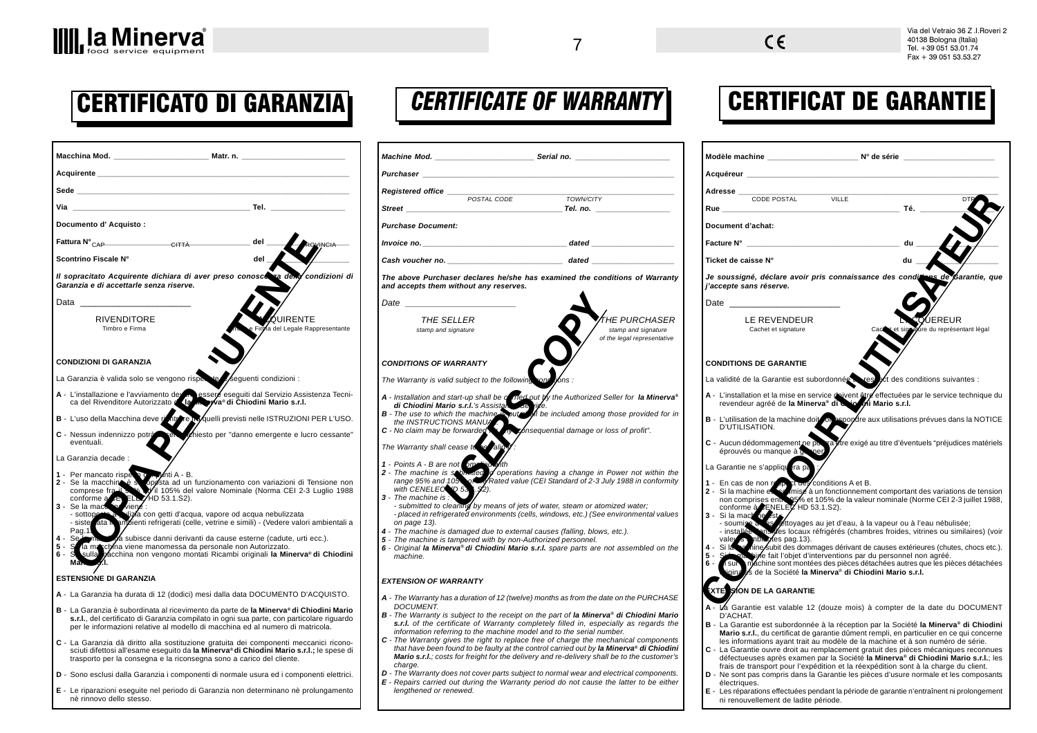# CERTIFICATO DI GARANZIA

Macchina Mod. ______________________ Matr. n. ______________________

Acquirente ____________________________________________________________

Sede ____________________________________________________________
CAP CITTÀ PROVINCIA

Via ______________________________________________ Tel. __________________

**Documento d' Acquisto :**

Fattura N° ______________________________ del ______________

Scontrino Fiscale N° ______________________ del ______________

***Il sopracitato Acquirente dichiara di aver preso conoscenza delle condizioni di Garanzia e di accettarle senza riserve.***

Data ______________________

RIVENDITORE
Timbro e Firma

ACQUIRENTE
Timbro e Firma del Legale Rappresentante

**COPIA PER L'UTENTE**

**CONDIZIONI DI GARANZIA**

La Garanzia è valida solo se vengono rispettate le seguenti condizioni :

**A** - L'installazione e l'avviamento devono essere eseguiti dal Servizio Assistenza Tecnica del Rivenditore Autorizzato da **la Minerva® di Chiodini Mario s.r.l.**

**B** - L'uso della Macchina deve rientrare fra quelli previsti nelle ISTRUZIONI PER L'USO.

**C** - Nessun indennizzo potrà essere richiesto per "danno emergente e lucro cessante" eventuali.

La Garanzia decade :

**1** - Per mancato rispetto dei punti A - B.
**2** - Se la macchina è sottoposta ad un funzionamento con variazioni di Tensione non comprese fra il 95% ed il 105% del valore Nominale (Norma CEI 2-3 Luglio 1988 conforme a CENELEC HD 53.1.S2).
**3** - Se la macchina viene :
- sottoposta a pulizia con getti d'acqua, vapore od acqua nebulizzata
- sistemata in ambienti refrigerati (celle, vetrine e simili) - (Vedere valori ambientali a Pag.13).

**4** - Se la macchina subisce danni derivanti da cause esterne (cadute, urti ecc.).
**5** - Se la macchina viene manomessa da personale non Autorizzato.
**6** - Se sulla macchina non vengono montati Ricambi originali **la Minerva® di Chiodini Mario s.r.l.**

**ESTENSIONE DI GARANZIA**

**A** - La Garanzia ha durata di 12 (dodici) mesi dalla data DOCUMENTO D'ACQUISTO.

**B** - La Garanzia è subordinata al ricevimento da parte de **la Minerva® di Chiodini Mario s.r.l.**, del certificato di Garanzia compilato in ogni sua parte, con particolare riguardo per le informazioni relative al modello di macchina ed al numero di matricola.

**C** - La Garanzia dà diritto alla sostituzione gratuita dei componenti meccanici riconosciuti difettosi all'esame eseguito da **la Minerva® di Chiodini Mario s.r.l.;** le spese di trasporto per la consegna e la riconsegna sono a carico del cliente.

**D** - Sono esclusi dalla Garanzia i componenti di normale usura ed i componenti elettrici.

**E** - Le riparazioni eseguite nel periodo di Garanzia non determinano nè prolungamento nè rinnovo dello stesso.

# CERTIFICATE OF WARRANTY

*Machine Mod.* ______________________ *Serial no.* ______________________

*Purchaser* ____________________________________________________________

*Registered office* ____________________________________________________
*POSTAL CODE TOWN/CITY*

*Street* ______________________________________ *Tel. no.* __________________

***Purchase Document:***

*Invoice no.* ______________________________ *dated* __________________

*Cash voucher no.* __________________________ *dated* __________________

***The above Purchaser declares he/she has examined the conditions of Warranty and accepts them without any reserves.***

*Date* ______________________

*THE SELLER*
*stamp and signature*

*THE PURCHASER*
*stamp and signature of the legal representative*

**USER'S COPY**

***CONDITIONS OF WARRANTY***

*The Warranty is valid subject to the following conditions :*

***A*** *- Installation and start-up shall be carried out by the Authorized Seller for* ***la Minerva® di Chiodini Mario s.r.l.****'s Assistance Service.*
***B*** *- The use to which the machine is put shall be included among those provided for in the INSTRUCTIONS MANUAL.*
***C*** *- No claim may be forwarded for "any consequential damage or loss of profit".*

*The Warranty shall cease to be valid :*

***1*** *- Points A - B are not complied with*
***2*** *- The machine is submitted to operations having a change in Power not within the range 95% and 105% of the Rated value (CEI Standard of 2-3 July 1988 in conformity with CENELEC HD 53.1.S2).*
***3*** *- The machine is :*
*- submitted to cleaning by means of jets of water, steam or atomized water;*
*- placed in refrigerated environments (cells, windows, etc.) (See environmental values on page 13).*
***4*** *- The machine is damaged due to external causes (falling, blows, etc.).*
***5*** *- The machine is tampered with by non-Authorized personnel.*
***6*** *- Original* ***la Minerva® di Chiodini Mario s.r.l.*** *spare parts are not assembled on the machine.*

***EXTENSION OF WARRANTY***

***A*** *- The Warranty has a duration of 12 (twelve) months as from the date on the PURCHASE DOCUMENT.*
***B*** *- The Warranty is subject to the receipt on the part of* ***la Minerva® di Chiodini Mario s.r.l.*** *of the certificate of Warranty completely filled in, especially as regards the information referring to the machine model and to the serial number.*
***C*** *- The Warranty gives the right to replace free of charge the mechanical components that have been found to be faulty at the control carried out by* ***la Minerva® di Chiodini Mario s.r.l.****; costs for freight for the delivery and re-delivery shall be to the customer's charge.*
***D*** *- The Warranty does not cover parts subject to normal wear and electrical components.*
***E*** *- Repairs carried out during the Warranty period do not cause the latter to be either lengthened or renewed.*

# CERTIFICAT DE GARANTIE

Modèle machine ______________________ N° de série ______________________

Acquéreur ____________________________________________________________

Adresse ____________________________________________________________
CODE POSTAL VILLE DTP

Rue ______________________________________________ Té. __________________

**Document d'achat:**

Facture N° ______________________________ du ______________

Ticket de caisse N° ______________________ du ______________

***Je soussigné, déclare avoir pris connaissance des conditions de Garantie, que j'accepte sans réserve.***

Date ______________________

LE REVENDEUR
Cachet et signature

L'ACQUEREUR
Cachet et signature du représentant légal

**COPIE POUR L'UTILISATEUR**

**CONDITIONS DE GARANTIE**

La validité de la Garantie est subordonnée au respect des conditions suivantes :

**A** - L'installation et la mise en service doivent être effectuées par le service technique du revendeur agréé de **la Minerva® di Chiodini Mario s.r.l.**

**B** - L'utilisation de la machine doit correspondre aux utilisations prévues dans la NOTICE D'UTILISATION.

**C** - Aucun dédommagement ne pourra être exigé au titre d'éventuels "préjudices matériels éprouvés ou manque à gagner".

La Garantie ne s'appliquera pas :

**1** - En cas de non respect des conditions A et B.
**2** - Si la machine est soumise à un fonctionnement comportant des variations de tension non comprises entre 95% et 105% de la valeur nominale (Norme CEI 2-3 juillet 1988, conforme à CENELEC HD 53.1.S2).
**3** - Si la machine est :
- soumise à des nettoyages au jet d'eau, à la vapeur ou à l'eau nébulisée;
- installée dans des locaux réfrigérés (chambres froides, vitrines ou similaires) (voir valeurs ambiantes pag.13).

**4** - Si la machine subit des dommages dérivant de causes extérieures (chutes, chocs etc.).
**5** - Si la machine fait l'objet d'interventions par du personnel non agréé.
**6** - Si sur la machine sont montées des pièces détachées autres que les pièces détachées originales de la Société **la Minerva® di Chiodini Mario s.r.l.**

**EXTENSION DE LA GARANTIE**

**A** - La Garantie est valable 12 (douze mois) à compter de la date du DOCUMENT D'ACHAT.
**B** - La Garantie est subordonnée à la réception par la Société **la Minerva® di Chiodini Mario s.r.l.**, du certificat de garantie dûment rempli, en particulier en ce qui concerne les informations ayant trait au modèle de la machine et à son numéro de série.
**C** - La Garantie ouvre droit au remplacement gratuit des pièces mécaniques reconnues défectueuses après examen par la Société **la Minerva® di Chiodini Mario s.r.l.**; les frais de transport pour l'expédition et la réexpédition sont à la charge du client.
**D** - Ne sont pas compris dans la Garantie les pièces d'usure normale et les composants électriques.
**E** - Les réparations effectuées pendant la période de garantie n'entraînent ni prolongement ni renouvellement de ladite période.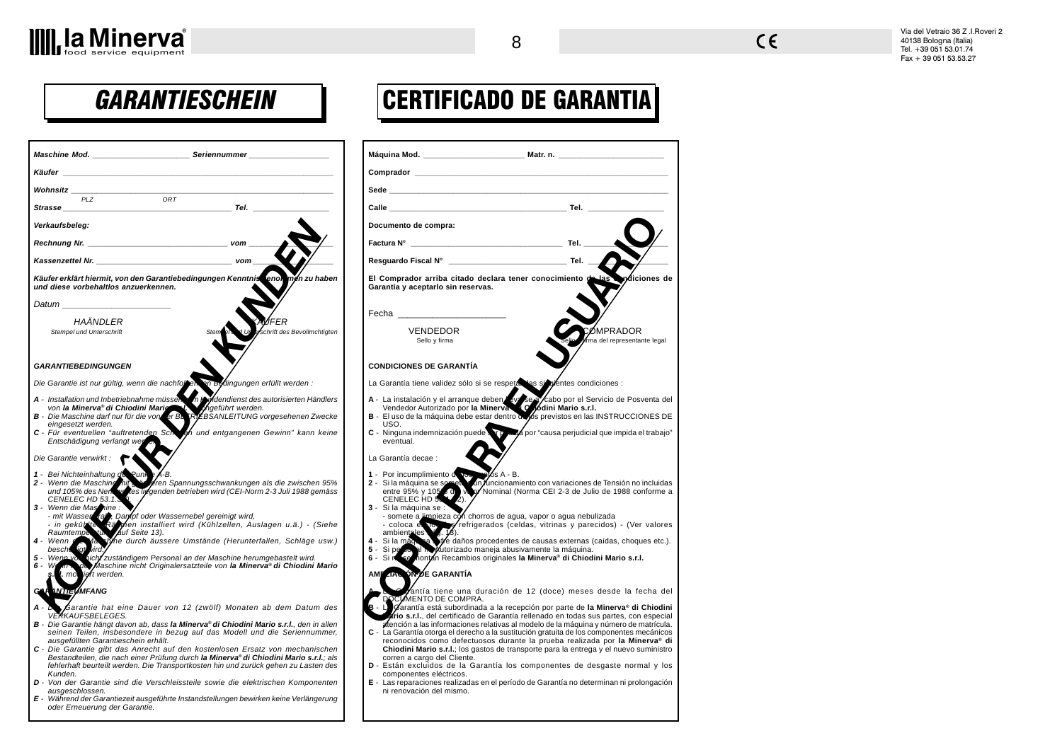# GARANTIESCHEIN

*Maschine Mod.* ______________________ *Seriennummer* __________________

*Käufer* ______________________________________________________________

*Wohnsitz* ____________________________________________________________
PLZ ORT

*Strasse* ________________________________________ *Tel.* ________________

*Verkaufsbeleg:*

*Rechnung Nr.* ________________________________ *vom* ________________

*Kassenzettel Nr.* _____________________________ *vom* ________________

***Käufer erklärt hiermit, von den Garantiebedingungen Kenntnis genommen zu haben und diese vorbehaltlos anzuerkennen.***

*Datum* ______________________

HAÄNDLER — *Stempel und Unterschrift*

KÄUFER — *Stempel und Unterschrift des Bevollmchtigten*

***GARANTIEBEDINGUNGEN***

*Die Garantie ist nur gültig, wenn die nachfolgenden Bedingungen erfüllt werden :*

***A*** *- Installation und Inbetriebnahme müssen vom Kundendienst des autorisierten Händlers von **la Minerva® di Chiodini Mario s.r.l.** durchgeführt werden.*
***B*** *- Die Maschine darf nur für die von der BETRIEBSANLEITUNG vorgesehenen Zwecke eingesetzt werden.*
***C*** *- Für eventuellen "auftretenden Schaden und entgangenen Gewinn" kann keine Entschädigung verlangt werden.*

*Die Garantie verwirkt :*

***1*** *- Bei Nichteinhaltung der Punkte A-B.*
***2*** *- Wenn die Maschine mit größeren Spannungsschwankungen als die zwischen 95% und 105% des Nennwertes liegenden betrieben wird (CEI-Norm 2-3 Juli 1988 gemäss CENELEC HD 53.1.S2).*
***3*** *- Wenn die Maschine :*
*- mit Wasserstrahl, Dampf oder Wassernebel gereinigt wird,*
*- in gekühlten Räumen installiert wird (Kühlzellen, Auslagen u.ä.) - (Siehe Raumtemperatur auf Seite 13).*
***4*** *- Wenn die Maschine durch äussere Umstände (Herunterfallen, Schläge usw.) beschädigt wird.*
***5*** *- Wenn von nicht zuständigem Personal an der Maschine herumgebastelt wird.*
***6*** *- Wenn an der Maschine nicht Originalersatzteile von **la Minerva® di Chiodini Mario s.r.l.** montiert werden.*

***GARANTIEUMFANG***

***A*** *- Die Garantie hat eine Dauer von 12 (zwölf) Monaten ab dem Datum des VERKAUFSBELEGES.*
***B*** *- Die Garantie hängt davon ab, dass **la Minerva® di Chiodini Mario s.r.l.**, den in allen seinen Teilen, insbesondere in bezug auf das Modell und die Seriennummer, ausgefüllten Garantieschein erhält.*
***C*** *- Die Garantie gibt das Anrecht auf den kostenlosen Ersatz von mechanischen Bestandteilen, die nach einer Prüfung durch **la Minerva® di Chiodini Mario s.r.l.**; als fehlerhaft beurteilt werden. Die Transportkosten hin und zurück gehen zu Lasten des Kunden.*
***D*** *- Von der Garantie sind die Verschleissteile sowie die elektrischen Komponenten ausgeschlossen.*
***E*** *- Während der Garantiezeit ausgeführte Instandstellungen bewirken keine Verlängerung oder Erneuerung der Garantie.*

KOPIE FÜR DEN KUNDEN

# CERTIFICADO DE GARANTIA

**Máquina Mod.** ______________________ **Matr. n.** ______________________

**Comprador** __________________________________________________________

**Sede** _______________________________________________________________

**Calle** ______________________________________ **Tel.** ________________

**Documento de compra:**

**Factura N°** _________________________________ **Tel.** ________________

**Resguardo Fiscal N°** __________________________ **Tel.** ________________

**El Comprador arriba citado declara tener conocimiento de las Condiciones de Garantía y aceptarlo sin reservas.**

Fecha ______________________

VENDEDOR — Sello y firma

COMPRADOR — Sello y firma del representante legal

**CONDICIONES DE GARANTÍA**

La Garantía tiene validez sólo si se respetan las siguientes condiciones :

**A** - La instalación y el arranque deben llevarse a cabo por el Servicio de Posventa del Vendedor Autorizado por **la Minerva® di Chiodini Mario s.r.l.**
**B** - El uso de la máquina debe estar dentro de los previstos en las INSTRUCCIONES DE USO.
**C** - Ninguna indemnización puede ser pedida por "causa perjudicial que impida el trabajo" eventual.

La Garantía decae :

**1** - Por incumplimiento de los puntos A - B.
**2** - Si la máquina se somete a un funcionamiento con variaciones de Tensión no incluidas entre 95% y 105% del Valor Nominal (Norma CEI 2-3 de Julio de 1988 conforme a CENELEC HD 53.1.S2).
**3** - Si la máquina se :
- somete a limpieza con chorros de agua, vapor o agua nebulizada
- coloca en lugares refrigerados (celdas, vitrinas y parecidos) - (Ver valores ambientales pág. 13).
**4** - Si la máquina sufre daños procedentes de causas externas (caídas, choques etc.).
**5** - Si personal no autorizado maneja abusivamente la máquina.
**6** - Si no se montan Recambios originales **la Minerva® di Chiodini Mario s.r.l.**

**AMPLIACIÓN DE GARANTÍA**

**A** - La Garantía tiene una duración de 12 (doce) meses desde la fecha del DOCUMENTO DE COMPRA.
**B** - La Garantía está subordinada a la recepción por parte de **la Minerva® di Chiodini Mario s.r.l.**, del certificado de Garantía rellenado en todas sus partes, con especial atención a las informaciones relativas al modelo de la máquina y número de matrícula.
**C** - La Garantía otorga el derecho a la sustitución gratuita de los componentes mecánicos reconocidos como defectuosos durante la prueba realizada por **la Minerva® di Chiodini Mario s.r.l.**; los gastos de transporte para la entrega y el nuevo suministro corren a cargo del Cliente.
**D** - Están excluidos de la Garantía los componentes de desgaste normal y los componentes eléctricos.
**E** - Las reparaciones realizadas en el período de Garantía no determinan ni prolongación ni renovación del mismo.

COPIA PARA EL USUARIO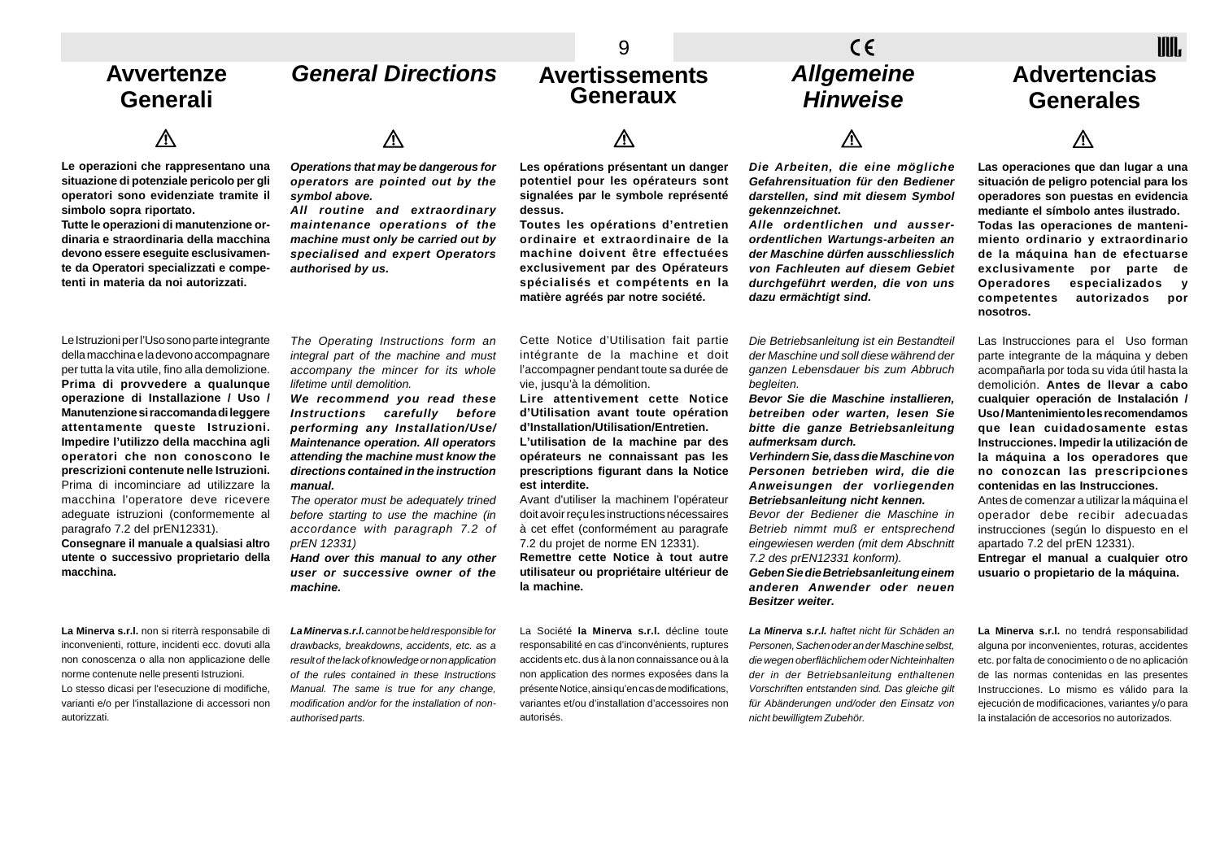## Avvertenze Generali

⚠

**Le operazioni che rappresentano una situazione di potenziale pericolo per gli operatori sono evidenziate tramite il simbolo sopra riportato.**
**Tutte le operazioni di manutenzione ordinaria e straordinaria della macchina devono essere eseguite esclusivamente da Operatori specializzati e competenti in materia da noi autorizzati.**

Le Istruzioni per l'Uso sono parte integrante della macchina e la devono accompagnare per tutta la vita utile, fino alla demolizione. **Prima di provvedere a qualunque operazione di Installazione / Uso / Manutenzione si raccomanda di leggere attentamente queste Istruzioni. Impedire l'utilizzo della macchina agli operatori che non conoscono le prescrizioni contenute nelle Istruzioni.** Prima di incominciare ad utilizzare la macchina l'operatore deve ricevere adeguate istruzioni (conformemente al paragrafo 7.2 del prEN12331).
**Consegnare il manuale a qualsiasi altro utente o successivo proprietario della macchina.**

**La Minerva s.r.l.** non si riterrà responsabile di inconvenienti, rotture, incidenti ecc. dovuti alla non conoscenza o alla non applicazione delle norme contenute nelle presenti Istruzioni.
Lo stesso dicasi per l'esecuzione di modifiche, varianti e/o per l'installazione di accessori non autorizzati.

## *General Directions*

⚠

***Operations that may be dangerous for operators are pointed out by the symbol above.***
***All routine and extraordinary maintenance operations of the machine must only be carried out by specialised and expert Operators authorised by us.***

*The Operating Instructions form an integral part of the machine and must accompany the mincer for its whole lifetime until demolition.*
***We recommend you read these Instructions carefully before performing any Installation/Use/ Maintenance operation. All operators attending the machine must know the directions contained in the instruction manual.***
*The operator must be adequately trined before starting to use the machine (in accordance with paragraph 7.2 of prEN 12331)*
***Hand over this manual to any other user or successive owner of the machine.***

***La Minerva s.r.l.*** *cannot be held responsible for drawbacks, breakdowns, accidents, etc. as a result of the lack of knowledge or non application of the rules contained in these Instructions Manual. The same is true for any change, modification and/or for the installation of non-authorised parts.*

## Avertissements Generaux

⚠

**Les opérations présentant un danger potentiel pour les opérateurs sont signalées par le symbole représenté dessus.**
**Toutes les opérations d'entretien ordinaire et extraordinaire de la machine doivent être effectuées exclusivement par des Opérateurs spécialisés et compétents en la matière agréés par notre société.**

Cette Notice d'Utilisation fait partie intégrante de la machine et doit l'accompagner pendant toute sa durée de vie, jusqu'à la démolition.
**Lire attentivement cette Notice d'Utilisation avant toute opération d'Installation/Utilisation/Entretien.**
**L'utilisation de la machine par des opérateurs ne connaissant pas les prescriptions figurant dans la Notice est interdite.**
Avant d'utiliser la machinem l'opérateur doit avoir reçu les instructions nécessaires à cet effet (conformément au paragrafe 7.2 du projet de norme EN 12331).
**Remettre cette Notice à tout autre utilisateur ou propriétaire ultérieur de la machine.**

La Société **la Minerva s.r.l.** décline toute responsabilité en cas d'inconvénients, ruptures accidents etc. dus à la non connaissance ou à la non application des normes exposées dans la présente Notice, ainsi qu'en cas de modifications, variantes et/ou d'installation d'accessoires non autorisés.

## *Allgemeine Hinweise*

⚠

***Die Arbeiten, die eine mögliche Gefahrensituation für den Bediener darstellen, sind mit diesem Symbol gekennzeichnet.***
***Alle ordentlichen und ausser-ordentlichen Wartungs-arbeiten an der Maschine dürfen ausschliesslich von Fachleuten auf diesem Gebiet durchgeführt werden, die von uns dazu ermächtigt sind.***

*Die Betriebsanleitung ist ein Bestandteil der Maschine und soll diese während der ganzen Lebensdauer bis zum Abbruch begleiten.*
***Bevor Sie die Maschine installieren, betreiben oder warten, lesen Sie bitte die ganze Betriebsanleitung aufmerksam durch.***
***Verhindern Sie, dass die Maschine von Personen betrieben wird, die die Anweisungen der vorliegenden Betriebsanleitung nicht kennen.***
*Bevor der Bediener die Maschine in Betrieb nimmt muß er entsprechend eingewiesen werden (mit dem Abschnitt 7.2 des prEN12331 konform).*
***Geben Sie die Betriebsanleitung einem anderen Anwender oder neuen Besitzer weiter.***

***La Minerva s.r.l.*** *haftet nicht für Schäden an Personen, Sachen oder an der Maschine selbst, die wegen oberflächlichem oder Nichteinhalten der in der Betriebsanleitung enthaltenen Vorschriften entstanden sind. Das gleiche gilt für Abänderungen und/oder den Einsatz von nicht bewilligtem Zubehör.*

## Advertencias Generales

⚠

**Las operaciones que dan lugar a una situación de peligro potencial para los operadores son puestas en evidencia mediante el símbolo antes ilustrado.**
**Todas las operaciones de mantenimiento ordinario y extraordinario de la máquina han de efectuarse exclusivamente por parte de Operadores especializados y competentes autorizados por nosotros.**

Las Instrucciones para el Uso forman parte integrante de la máquina y deben acompañarla por toda su vida útil hasta la demolición. **Antes de llevar a cabo cualquier operación de Instalación / Uso / Mantenimiento les recomendamos que lean cuidadosamente estas Instrucciones. Impedir la utilización de la máquina a los operadores que no conozcan las prescripciones contenidas en las Instrucciones.**
Antes de comenzar a utilizar la máquina el operador debe recibir adecuadas instrucciones (según lo dispuesto en el apartado 7.2 del prEN 12331).
**Entregar el manual a cualquier otro usuario o propietario de la máquina.**

**La Minerva s.r.l.** no tendrá responsabilidad alguna por inconvenientes, roturas, accidentes etc. por falta de conocimiento o de no aplicación de las normas contenidas en las presentes Instrucciones. Lo mismo es válido para la ejecución de modificaciones, variantes y/o para la instalación de accesorios no autorizados.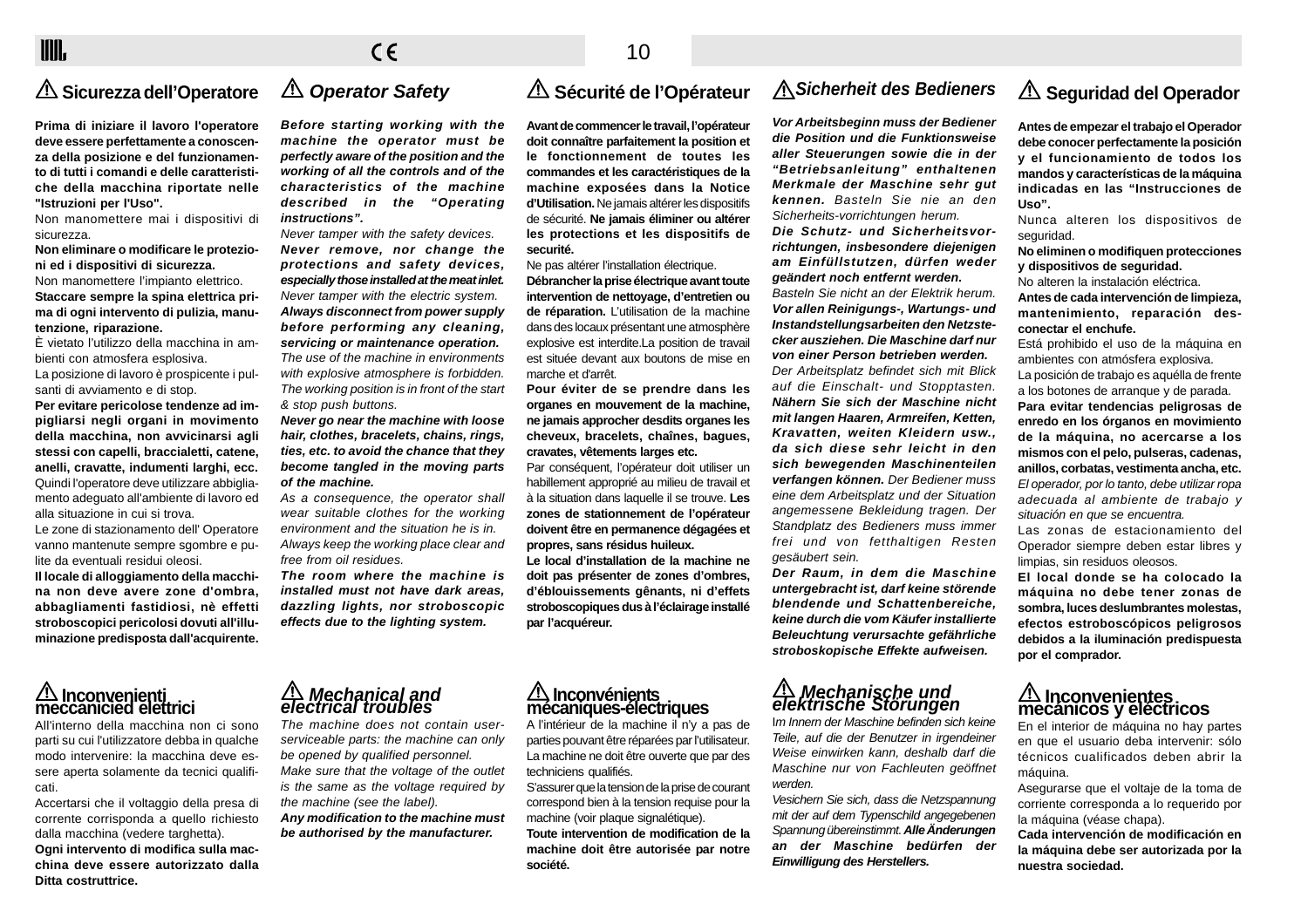## ⚠ Sicurezza dell'Operatore

**Prima di iniziare il lavoro l'operatore deve essere perfettamente a conoscenza della posizione e del funzionamento di tutti i comandi e delle caratteristiche della macchina riportate nelle "Istruzioni per l'Uso".**
Non manomettere mai i dispositivi di sicurezza.
**Non eliminare o modificare le protezioni ed i dispositivi di sicurezza.**
Non manomettere l'impianto elettrico.
**Staccare sempre la spina elettrica prima di ogni intervento di pulizia, manutenzione, riparazione.**
È vietato l'utilizzo della macchina in ambienti con atmosfera esplosiva.
La posizione di lavoro è prospicente i pulsanti di avviamento e di stop.
**Per evitare pericolose tendenze ad impigliarsi negli organi in movimento della macchina, non avvicinarsi agli stessi con capelli, braccialetti, catene, anelli, cravatte, indumenti larghi, ecc.** Quindi l'operatore deve utilizzare abbigliamento adeguato all'ambiente di lavoro ed alla situazione in cui si trova.
Le zone di stazionamento dell' Operatore vanno mantenute sempre sgombre e pulite da eventuali residui oleosi.
**Il locale di alloggiamento della macchina non deve avere zone d'ombra, abbagliamenti fastidiosi, nè effetti stroboscopici pericolosi dovuti all'illuminazione predisposta dall'acquirente.**

## ⚠ *Operator Safety*

***Before starting working with the machine the operator must be perfectly aware of the position and the working of all the controls and of the characteristics of the machine described in the "Operating instructions".***
*Never tamper with the safety devices.*
***Never remove, nor change the protections and safety devices, especially those installed at the meat inlet.***
*Never tamper with the electric system.*
***Always disconnect from power supply before performing any cleaning, servicing or maintenance operation.***
*The use of the machine in environments with explosive atmosphere is forbidden.*
*The working position is in front of the start & stop push buttons.*
***Never go near the machine with loose hair, clothes, bracelets, chains, rings, ties, etc. to avoid the chance that they become tangled in the moving parts of the machine.***
*As a consequence, the operator shall wear suitable clothes for the working environment and the situation he is in.*
*Always keep the working place clear and free from oil residues.*
***The room where the machine is installed must not have dark areas, dazzling lights, nor stroboscopic effects due to the lighting system.***

## ⚠ Sécurité de l'Opérateur

**Avant de commencer le travail, l'opérateur doit connaître parfaitement la position et le fonctionnement de toutes les commandes et les caractéristiques de la machine exposées dans la Notice d'Utilisation.** Ne jamais altérer les dispositifs de sécurité. **Ne jamais éliminer ou altérer les protections et les dispositifs de securité.**
Ne pas altérer l'installation électrique.
**Débrancher la prise électrique avant toute intervention de nettoyage, d'entretien ou de réparation.** L'utilisation de la machine dans des locaux présentant une atmosphère explosive est interdite.La position de travail est située devant aux boutons de mise en marche et d'arrêt.
**Pour éviter de se prendre dans les organes en mouvement de la machine, ne jamais approcher desdits organes les cheveux, bracelets, chaînes, bagues, cravates, vêtements larges etc.**
Par conséquent, l'opérateur doit utiliser un habillement approprié au milieu de travail et à la situation dans laquelle il se trouve. **Les zones de stationnement de l'opérateur doivent être en permanence dégagées et propres, sans résidus huileux.**
**Le local d'installation de la machine ne doit pas présenter de zones d'ombres, d'éblouissements gênants, ni d'effets stroboscopiques dus à l'éclairage installé par l'acquéreur.**

## ⚠ *Sicherheit des Bedieners*

***Vor Arbeitsbeginn muss der Bediener die Position und die Funktionsweise aller Steuerungen sowie die in der "Betriebsanleitung" enthaltenen Merkmale der Maschine sehr gut kennen.*** *Basteln Sie nie an den Sicherheits-vorrichtungen herum.*
***Die Schutz- und Sicherheitsvorrichtungen, insbesondere diejenigen am Einfüllstutzen, dürfen weder geändert noch entfernt werden.***
*Basteln Sie nicht an der Elektrik herum.*
***Vor allen Reinigungs-, Wartungs- und Instandstellungsarbeiten den Netzstecker ausziehen. Die Maschine darf nur von einer Person betrieben werden.***
*Der Arbeitsplatz befindet sich mit Blick auf die Einschalt- und Stopptasten.*
***Nähern Sie sich der Maschine nicht mit langen Haaren, Armreifen, Ketten, Kravatten, weiten Kleidern usw., da sich diese sehr leicht in den sich bewegenden Maschinenteilen verfangen können.*** *Der Bediener muss eine dem Arbeitsplatz und der Situation angemessene Bekleidung tragen. Der Standplatz des Bedieners muss immer frei und von fetthaltigen Resten gesäubert sein.*
***Der Raum, in dem die Maschine untergebracht ist, darf keine störende blendende und Schattenbereiche, keine durch die vom Käufer installierte Beleuchtung verursachte gefährliche stroboskopische Effekte aufweisen.***

## ⚠ Seguridad del Operador

**Antes de empezar el trabajo el Operador debe conocer perfectamente la posición y el funcionamiento de todos los mandos y características de la máquina indicadas en las "Instrucciones de Uso".**
Nunca alteren los dispositivos de seguridad.
**No eliminen o modifiquen protecciones y dispositivos de seguridad.**
No alteren la instalación eléctrica.
**Antes de cada intervención de limpieza, mantenimiento, reparación desconectar el enchufe.**
Está prohibido el uso de la máquina en ambientes con atmósfera explosiva.
La posición de trabajo es aquélla de frente a los botones de arranque y de parada.
**Para evitar tendencias peligrosas de enredo en los órganos en movimiento de la máquina, no acercarse a los mismos con el pelo, pulseras, cadenas, anillos, corbatas, vestimenta ancha, etc.** *El operador, por lo tanto, debe utilizar ropa adecuada al ambiente de trabajo y situación en que se encuentra.*
Las zonas de estacionamiento del Operador siempre deben estar libres y limpias, sin residuos oleosos.
**El local donde se ha colocado la máquina no debe tener zonas de sombra, luces deslumbrantes molestas, efectos estroboscópicos peligrosos debidos a la iluminación predispuesta por el comprador.**

## ⚠ Inconvenienti meccanici elettrici

All'interno della macchina non ci sono parti su cui l'utilizzatore debba in qualche modo intervenire: la macchina deve essere aperta solamente da tecnici qualificati.
Accertarsi che il voltaggio della presa di corrente corrisponda a quello richiesto dalla macchina (vedere targhetta).
**Ogni intervento di modifica sulla macchina deve essere autorizzato dalla Ditta costruttrice.**

## ⚠ *Mechanical and electrical troubles*

*The machine does not contain user-serviceable parts: the machine can only be opened by qualified personnel.*
*Make sure that the voltage of the outlet is the same as the voltage required by the machine (see the label).*
***Any modification to the machine must be authorised by the manufacturer.***

## ⚠ Inconvénients mécaniques-électriques

A l'intérieur de la machine il n'y a pas de parties pouvant être réparées par l'utilisateur. La machine ne doit être ouverte que par des techniciens qualifiés.
S'assurer que la tension de la prise de courant correspond bien à la tension requise pour la machine (voir plaque signalétique).
**Toute intervention de modification de la machine doit être autorisée par notre société.**

## ⚠ *Mechanische und elektrische Störungen*

*Im Innern der Maschine befinden sich keine Teile, auf die der Benutzer in irgendeiner Weise einwirken kann, deshalb darf die Maschine nur von Fachleuten geöffnet werden.*
*Vesichern Sie sich, dass die Netzspannung mit der auf dem Typenschild angegebenen Spannung übereinstimmt.* ***Alle Änderungen an der Maschine bedürfen der Einwilligung des Herstellers.***

## ⚠ Inconvenientes mecánicos y eléctricos

En el interior de máquina no hay partes en que el usuario deba intervenir: sólo técnicos cualificados deben abrir la máquina.
Asegurarse que el voltaje de la toma de corriente corresponda a lo requerido por la máquina (véase chapa).
**Cada intervención de modificación en la máquina debe ser autorizada por la nuestra sociedad.**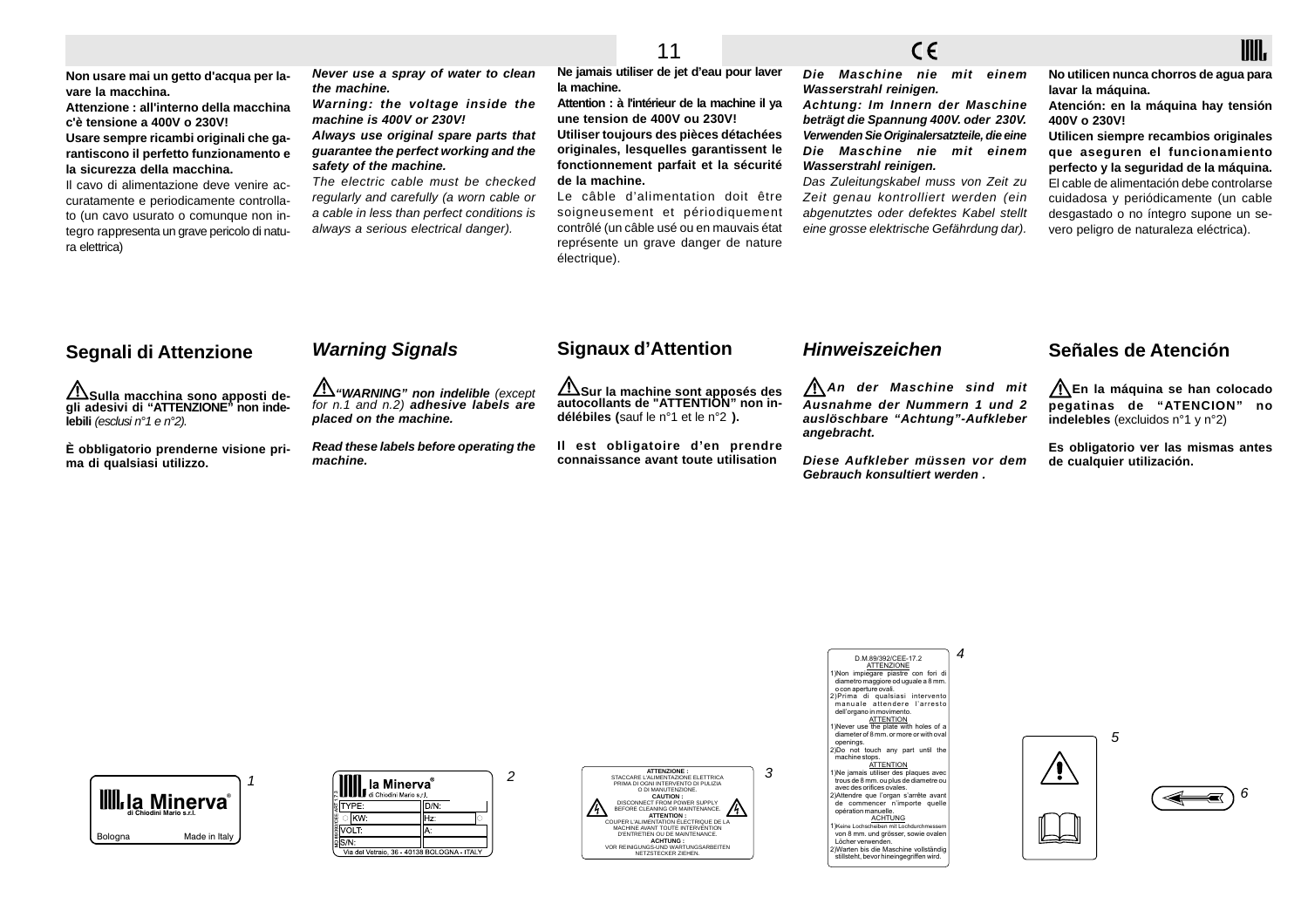**Non usare mai un getto d'acqua per lavare la macchina.**

**Attenzione : all'interno della macchina c'è tensione a 400V o 230V!**

**Usare sempre ricambi originali che garantiscono il perfetto funzionamento e la sicurezza della macchina.**

Il cavo di alimentazione deve venire accuratamente e periodicamente controllato (un cavo usurato o comunque non integro rappresenta un grave pericolo di natura elettrica)

***Never use a spray of water to clean the machine.***

***Warning: the voltage inside the machine is 400V or 230V!***

***Always use original spare parts that guarantee the perfect working and the safety of the machine.***

*The electric cable must be checked regularly and carefully (a worn cable or a cable in less than perfect conditions is always a serious electrical danger).*

**Ne jamais utiliser de jet d'eau pour laver la machine.**

**Attention : à l'intérieur de la machine il ya une tension de 400V ou 230V!**

**Utiliser toujours des pièces détachées originales, lesquelles garantissent le fonctionnement parfait et la sécurité de la machine.**

Le câble d'alimentation doit être soigneusement et périodiquement contrôlé (un câble usé ou en mauvais état représente un grave danger de nature électrique).

***Die Maschine nie mit einem Wasserstrahl reinigen.***

***Achtung: Im Innern der Maschine beträgt die Spannung 400V. oder 230V.***

***Verwenden Sie Originalersatzteile, die eine Die Maschine nie mit einem Wasserstrahl reinigen.***

*Das Zuleitungskabel muss von Zeit zu Zeit genau kontrolliert werden (ein abgenutztes oder defektes Kabel stellt eine grosse elektrische Gefährdung dar).*

**No utilicen nunca chorros de agua para lavar la máquina.**

**Atención: en la máquina hay tensión 400V o 230V!**

**Utilicen siempre recambios originales que aseguren el funcionamiento perfecto y la seguridad de la máquina.**

El cable de alimentación debe controlarse cuidadosa y periódicamente (un cable desgastado o no íntegro supone un severo peligro de naturaleza eléctrica).

## Segnali di Attenzione

⚠ **Sulla macchina sono apposti degli adesivi di "ATTENZIONE" non indelebili** *(esclusi n°1 e n°2).*

**È obbligatorio prenderne visione prima di qualsiasi utilizzo.**

## *Warning Signals*

⚠ ***"WARNING" non indelible*** *(except for n.1 and n.2)* ***adhesive labels are placed on the machine.***

***Read these labels before operating the machine.***

## Signaux d'Attention

⚠ **Sur la machine sont apposés des autocollants de "ATTENTION" non indélébiles (**sauf le n°1 et le n°2 **).**

**Il est obligatoire d'en prendre connaissance avant toute utilisation**

## *Hinweiszeichen*

⚠ ***An der Maschine sind mit Ausnahme der Nummern 1 und 2 auslöschbare "Achtung"-Aufkleber angebracht.***

***Diese Aufkleber müssen vor dem Gebrauch konsultiert werden .***

## Señales de Atención

⚠ **En la máquina se han colocado pegatinas de "ATENCION" no indelebles** (excluidos n°1 y n°2)

**Es obligatorio ver las mismas antes de cualquier utilización.**

1 — la Minerva® di Chiodini Mario s.r.l. — Bologna — Made in Italy

2 — la Minerva® di Chiodini Mario s.r.l. — TYPE: — D/N: — KW: — Hz: — VOLT: — A: — S/N: — Via del Vetraio, 36 - 40138 BOLOGNA - ITALY

3 — ATTENZIONE : STACCARE L'ALIMENTAZIONE ELETTRICA PRIMA DI OGNI INTERVENTO DI PULIZIA O DI MANUTENZIONE. CAUTION : DISCONNECT FROM POWER SUPPLY BEFORE CLEANING OR MAINTENANCE. ATTENTION : COUPER L'ALIMENTATION ÉLECTRIQUE DE LA MACHINE AVANT TOUTE INTERVENTION D'ENTRETIEN OU DE MAINTENANCE. ACHTUNG : VOR REINIGUNGS-UND WARTUNGSARBEITEN NETZSTECKER ZIEHEN.

4 — D.M.89/392/CEE-17.2

ATTENZIONE
1) Non impiegare piastre con fori di diametro maggiore od uguale a 8 mm. o con aperture ovali.
2) Prima di qualsiasi intervento manuale attendere l'arresto dell'organo in movimento.

ATTENTION
1) Never use the plate with holes of a diameter of 8 mm. or more or with oval openings.
2) Do not touch any part until the machine stops.

ATTENTION
1) Ne jamais utiliser des plaques avec trous de 8 mm. ou plus de diametre ou avec des orifices ovales.
2) Attendre que l'organ s'arrête avant de commencer n'importe quelle opération manuelle.

ACHTUNG
1) Keine Lochscheiben mit Lochdurchmessern von 8 mm. und grösser, sowie ovalen Löcher verwenden.
2) Warten bis die Maschine vollständig stillsteht, bevor hineingegriffen wird.

5

6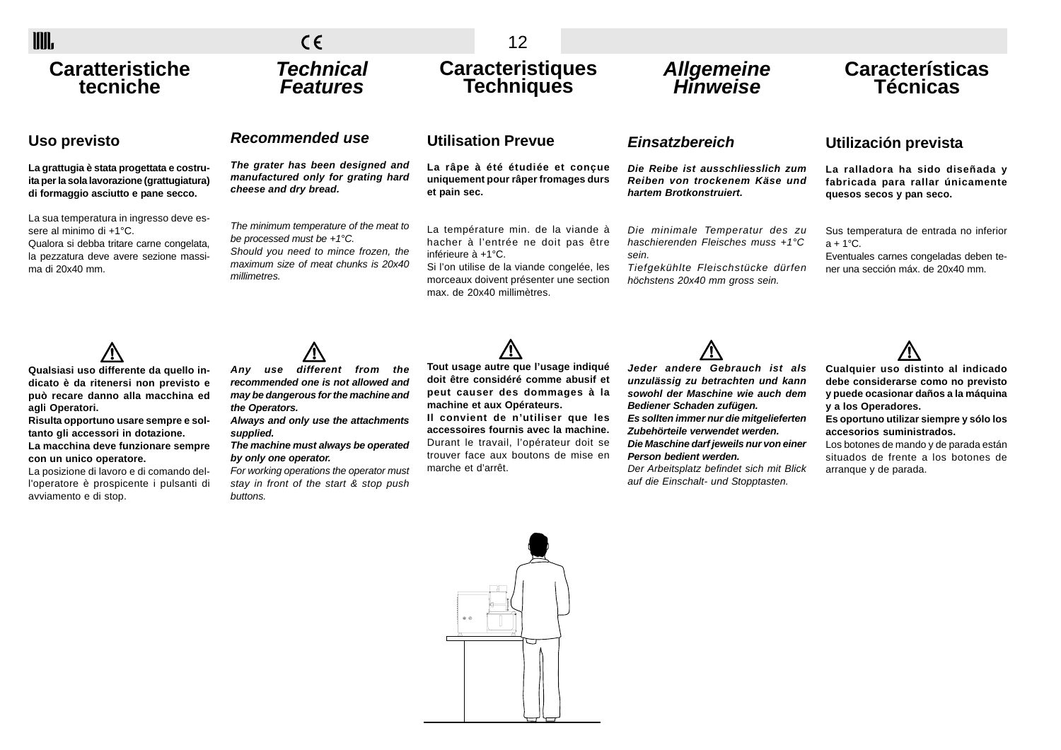## Caratteristiche tecniche

### Uso previsto

**La grattugia è stata progettata e costruita per la sola lavorazione (grattugiatura) di formaggio asciutto e pane secco.**

La sua temperatura in ingresso deve essere al minimo di +1°C.
Qualora si debba tritare carne congelata, la pezzatura deve avere sezione massima di 20x40 mm.

⚠

**Qualsiasi uso differente da quello indicato è da ritenersi non previsto e può recare danno alla macchina ed agli Operatori.**
**Risulta opportuno usare sempre e soltanto gli accessori in dotazione.**
**La macchina deve funzionare sempre con un unico operatore.**
La posizione di lavoro e di comando dell'operatore è prospicente i pulsanti di avviamento e di stop.

## *Technical Features*

### *Recommended use*

***The grater has been designed and manufactured only for grating hard cheese and dry bread.***

*The minimum temperature of the meat to be processed must be +1°C.*
*Should you need to mince frozen, the maximum size of meat chunks is 20x40 millimetres.*

⚠

***Any use different from the recommended one is not allowed and may be dangerous for the machine and the Operators.***
***Always and only use the attachments supplied.***
***The machine must always be operated by only one operator.***
*For working operations the operator must stay in front of the start & stop push buttons.*

## Caracteristiques Techniques

### Utilisation Prevue

**La râpe à été étudiée et conçue uniquement pour râper fromages durs et pain sec.**

La température min. de la viande à hacher à l'entrée ne doit pas être inférieure à +1°C.
Si l'on utilise de la viande congelée, les morceaux doivent présenter une section max. de 20x40 millimètres.

⚠

**Tout usage autre que l'usage indiqué doit être considéré comme abusif et peut causer des dommages à la machine et aux Opérateurs.**
**Il convient de n'utiliser que les accessoires fournis avec la machine.**
Durant le travail, l'opérateur doit se trouver face aux boutons de mise en marche et d'arrêt.

## *Allgemeine Hinweise*

### *Einsatzbereich*

***Die Reibe ist ausschliesslich zum Reiben von trockenem Käse und hartem Brotkonstruiert.***

*Die minimale Temperatur des zu haschierenden Fleisches muss +1°C sein.*
*Tiefgekühlte Fleischstücke dürfen höchstens 20x40 mm gross sein.*

⚠

***Jeder andere Gebrauch ist als unzulässig zu betrachten und kann sowohl der Maschine wie auch dem Bediener Schaden zufügen.***
***Es sollten immer nur die mitgelieferten Zubehörteile verwendet werden.***
***Die Maschine darf jeweils nur von einer Person bedient werden.***
*Der Arbeitsplatz befindet sich mit Blick auf die Einschalt- und Stopptasten.*

## Características Técnicas

### Utilización prevista

**La ralladora ha sido diseñada y fabricada para rallar únicamente quesos secos y pan seco.**

Sus temperatura de entrada no inferior a + 1°C.
Eventuales carnes congeladas deben tener una sección máx. de 20x40 mm.

⚠

**Cualquier uso distinto al indicado debe considerarse como no previsto y puede ocasionar daños a la máquina y a los Operadores.**
**Es oportuno utilizar siempre y sólo los accesorios suministrados.**
Los botones de mando y de parada están situados de frente a los botones de arranque y de parada.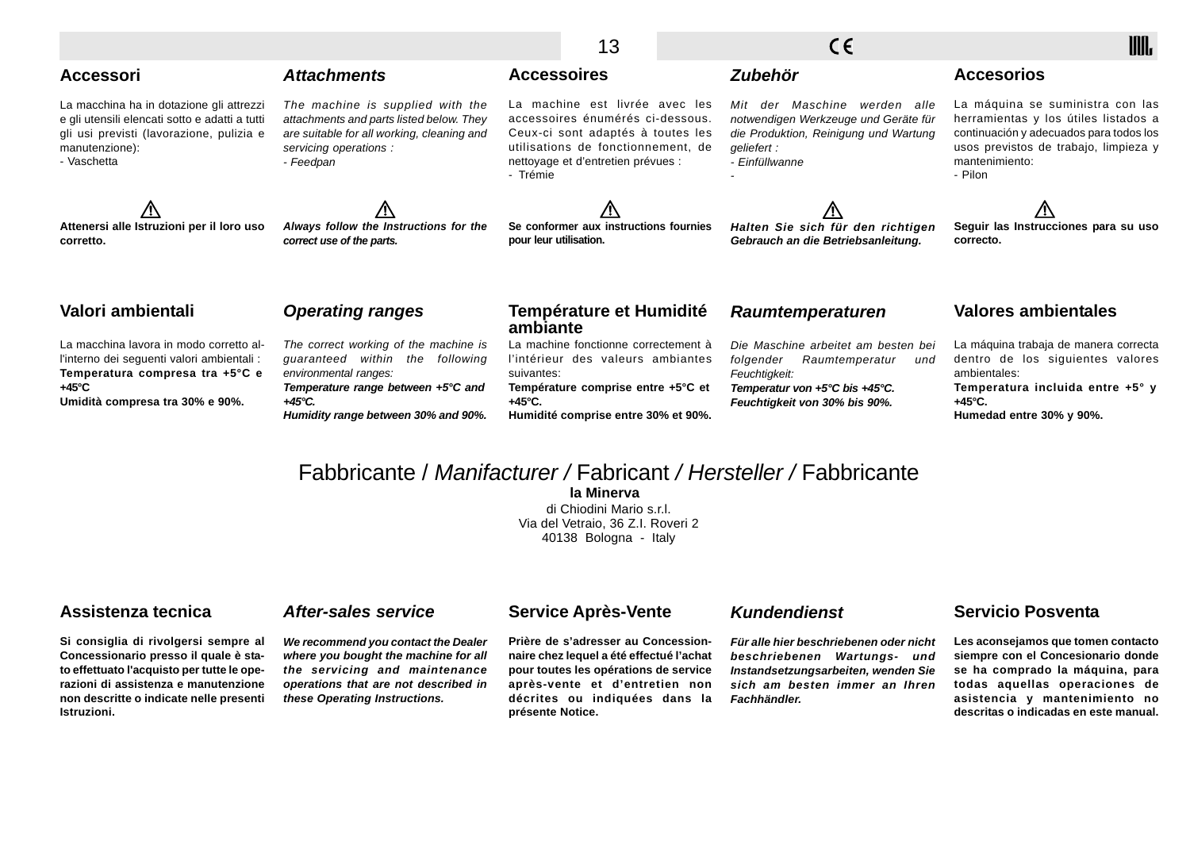## Accessori

La macchina ha in dotazione gli attrezzi e gli utensili elencati sotto e adatti a tutti gli usi previsti (lavorazione, pulizia e manutenzione):
- Vaschetta

⚠

**Attenersi alle Istruzioni per il loro uso corretto.**

## *Attachments*

*The machine is supplied with the attachments and parts listed below. They are suitable for all working, cleaning and servicing operations :*
*- Feedpan*

⚠

***Always follow the Instructions for the correct use of the parts.***

## Accessoires

La machine est livrée avec les accessoires énumérés ci-dessous. Ceux-ci sont adaptés à toutes les utilisations de fonctionnement, de nettoyage et d'entretien prévues :
- Trémie

⚠

**Se conformer aux instructions fournies pour leur utilisation.**

## *Zubehör*

*Mit der Maschine werden alle notwendigen Werkzeuge und Geräte für die Produktion, Reinigung und Wartung geliefert :*
*- Einfüllwanne*
*-*

⚠

***Halten Sie sich für den richtigen Gebrauch an die Betriebsanleitung.***

## Accesorios

La máquina se suministra con las herramientas y los útiles listados a continuación y adecuados para todos los usos previstos de trabajo, limpieza y mantenimiento:
- Pilon

⚠

**Seguir las Instrucciones para su uso correcto.**

## Valori ambientali

La macchina lavora in modo corretto all'interno dei seguenti valori ambientali :
**Temperatura compresa tra +5°C e +45°C**
**Umidità compresa tra 30% e 90%.**

## *Operating ranges*

*The correct working of the machine is guaranteed within the following environmental ranges:*
***Temperature range between +5°C and +45°C.***
***Humidity range between 30% and 90%.***

## Température et Humidité ambiante

La machine fonctionne correctement à l'intérieur des valeurs ambiantes suivantes:
**Température comprise entre +5°C et +45°C.**
**Humidité comprise entre 30% et 90%.**

## *Raumtemperaturen*

*Die Maschine arbeitet am besten bei folgender Raumtemperatur und Feuchtigkeit:*
***Temperatur von +5°C bis +45°C.***
***Feuchtigkeit von 30% bis 90%.***

## Valores ambientales

La máquina trabaja de manera correcta dentro de los siguientes valores ambientales:
**Temperatura incluida entre +5° y +45°C.**
**Humedad entre 30% y 90%.**

## Fabbricante / *Manifacturer /* Fabricant */ Hersteller /* Fabbricante

**la Minerva**
di Chiodini Mario s.r.l.
Via del Vetraio, 36 Z.I. Roveri 2
40138 Bologna - Italy

## Assistenza tecnica

**Si consiglia di rivolgersi sempre al Concessionario presso il quale è stato effettuato l'acquisto per tutte le operazioni di assistenza e manutenzione non descritte o indicate nelle presenti Istruzioni.**

## *After-sales service*

***We recommend you contact the Dealer where you bought the machine for all the servicing and maintenance operations that are not described in these Operating Instructions.***

## Service Après-Vente

**Prière de s'adresser au Concessionnaire chez lequel a été effectué l'achat pour toutes les opérations de service après-vente et d'entretien non décrites ou indiquées dans la présente Notice.**

## *Kundendienst*

***Für alle hier beschriebenen oder nicht beschriebenen Wartungs- und Instandsetzungsarbeiten, wenden Sie sich am besten immer an Ihren Fachhändler.***

## Servicio Posventa

**Les aconsejamos que tomen contacto siempre con el Concesionario donde se ha comprado la máquina, para todas aquellas operaciones de asistencia y mantenimiento no descritas o indicadas en este manual.**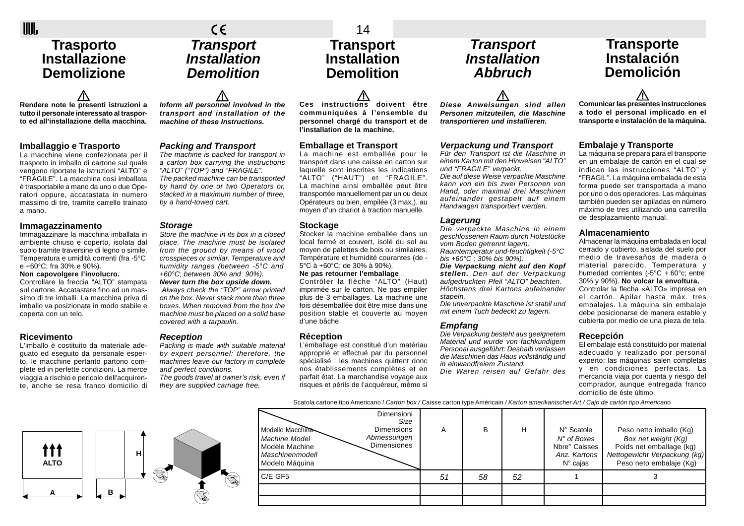# Trasporto Installazione Demolizione

**Rendere note le presenti istruzioni a tutto il personale interessato al trasporto ed all'installazione della macchina.**

## Imballaggio e Trasporto

La macchina viene confezionata per il trasporto in imballo di cartone sul quale vengono riportate le istruzioni "ALTO" e "FRAGILE". La macchina così imballata è trasportabile a mano da uno o due Operatori oppure, accatastata in numero massimo di tre, tramite carrello trainato a mano.

## Immagazzinamento

Immagazzinare la macchina imballata in ambiente chiuso e coperto, isolata dal suolo tramite traversine di legno o simile. Temperatura e umidità correnti (fra -5°C e +60°C; fra 30% e 90%).

**Non capovolgere l'involucro.**

Controllare la freccia "ALTO" stampata sul cartone. Accatastare fino ad un massimo di tre imballi. La macchina priva di imballo va posizionata in modo stabile e coperta con un telo.

## Ricevimento

L'imballo è costituito da materiale adeguato ed eseguito da personale esperto, le macchine pertanto partono complete ed in perfette condizioni. La merce viaggia a rischio e pericolo dell'acquirente, anche se resa franco domicilio di

# *Transport Installation Demolition*

***Inform all personnel involved in the transport and installation of the machine of these Instructions.***

## *Packing and Transport*

*The machine is packed for transport in a carton box carrying the instructions "ALTO" ("TOP") and "FRAGILE".*
*The packed machine can be transported by hand by one or two Operators or, stacked in a maximum number of three, by a hand-towed cart.*

## *Storage*

*Store the machine in its box in a closed place. The machine must be isolated from the ground by means of wood crosspieces or similar. Temperature and humidity ranges (between -5°C and +60°C; between 30% and 90%).*

***Never turn the box upside down.***

*Always check the "TOP" arrow printed on the box. Never stack more than three boxes. When removed from the box the machine must be placed on a solid base covered with a tarpaulin.*

## *Reception*

*Packing is made with suitable material by expert personnel: therefore, the machines leave our factory in complete and perfect conditions.*
*The goods travel at owner's risk, even if they are supplied carriage free.*

# Transport Installation Demolition

**Ces instructions doivent être communiquées à l'ensemble du personnel chargé du transport et de l'installation de la machine.**

## Emballage et Transport

La machine est emballée pour le transport dans une caisse en carton sur laquelle sont inscrites les indications "ALTO" ("HAUT") et "FRAGILE". La machine ainsi emballée peut être transportée manuellement par un ou deux Opérateurs ou bien, empilée (3 max.), au moyen d'un chariot à traction manuelle.

## Stockage

Stocker la machine emballée dans un local fermé et couvert, isolé du sol au moyen de palettes de bois ou similaires. Température et humidité courantes (de -5°C à +60°C; de 30% à 90%).

**Ne pas retourner l'emballage** .

Contrôler la flèche "ALTO" (Haut) imprimée sur le carton. Ne pas empiler plus de 3 emballages. La machine une fois désemballée doit être mise dans une position stable et couverte au moyen d'une bâche.

## Réception

L'emballage est constitué d'un matériau approprié et effectué par du personnel spécialisé : les machines quittent donc nos établissements complètes et en parfait état. La marchandise voyage aux risques et périls de l'acquéreur, même si

# *Transport Installation Abbruch*

***Diese Anweisungen sind allen Personen mitzuteilen, die Maschine transportieren und installieren.***

## *Verpackung und Transport*

*Für den Transport ist die Maschine in einem Karton mit den Hinweisen "ALTO" und "FRAGILE" verpackt.*
*Die auf diese Weise verpackte Maschine kann von ein bis zwei Personen von Hand, oder maximal drei Maschinen aufeinander gestapelt auf einem Handwagen transportiert werden.*

## *Lagerung*

*Die verpackte Maschine in einem geschlossenen Raum durch Holzstücke vom Boden getrennt lagern.*
*Raumtemperatur und-feuchtigkeit (-5°C bis +60°C ; 30% bis 90%).*

***Die Verpackung nicht auf den Kopf stellen.*** *Den auf der Verpackung aufgedruckten Pfeil "ALTO" beachten. Höchstens drei Kartons aufeinander stapeln.*
*Die unverpackte Maschine ist stabil und mit einem Tuch bedeckt zu lagern.*

## *Empfang*

*Die Verpackung besteht aus geeignetem Material und wurde von fachkundigem Personal ausgeführt: Deshalb verlassen die Maschinen das Haus vollständig und in einwandfreiem Zustand.*
*Die Waren reisen auf Gefahr des*

# Transporte Instalación Demolición

**Comunicar las presentes instrucciones a todo el personal implicado en el transporte e instalación de la máquina.**

## Embalaje y Transporte

La máquina se prepara para el transporte en un embalaje de cartón en el cual se indican las instrucciones "ALTO" y "FRAGIL". La máquina embalada de esta forma puede ser transportada a mano por uno o dos operadores. Las máquinas también pueden ser apiladas en número máximo de tres utilizando una carretilla de desplazamiento manual.

## Almacenamiento

Almacenar la máquina embalada en local cerrado y cubierto, aislada del suelo por medio de travesaños de madera o material parecido. Temperatura y humedad corrientes (-5°C + 60°C; entre 30% y 90%). **No volcar la envoltura.**

Controlar la flecha «ALTO» impresa en el cartón. Apilar hasta máx. tres embalajes. La máquina sin embalaje debe posicionarse de manera estable y cubierta por medio de una pieza de tela.

## Recepción

El embalaje está constituido por material adecuado y realizado por personal experto: las máquinas salen completas y en condiciones perfectas. La mercancía viaja por cuenta y riesgo del comprador, aunque entregada franco domicilio de éste último.

Scatola cartone tipo Americano / *Carton box* / Caisse carton type Américain / *Karton amerikanischer Art* / *Cajo de cartón tipo Americano*

| Modello Macchina / *Machine Model* / Modèle Machine / *Maschinenmodell* / Modelo Máquina — Dimensioni / *Size* / Dimensions / *Abmessungen* / Dimensiones | A | B | H | N° Scatole / *N° of Boxes* / Nbre° Caisses / *Anz. Kartons* / N° cajas | Peso netto imballo (Kg) / *Box net weight (Kg)* / Poids net emballage (kg) / *Nettogewicht Verpackung (kg)* / Peso neto embalaje (Kg) |
|---|---|---|---|---|---|
| C/E GF5 | *51* | *58* | *52* | 1 | 3 |
| | | | | | |
| | | | | | |

ALTO — A — B — H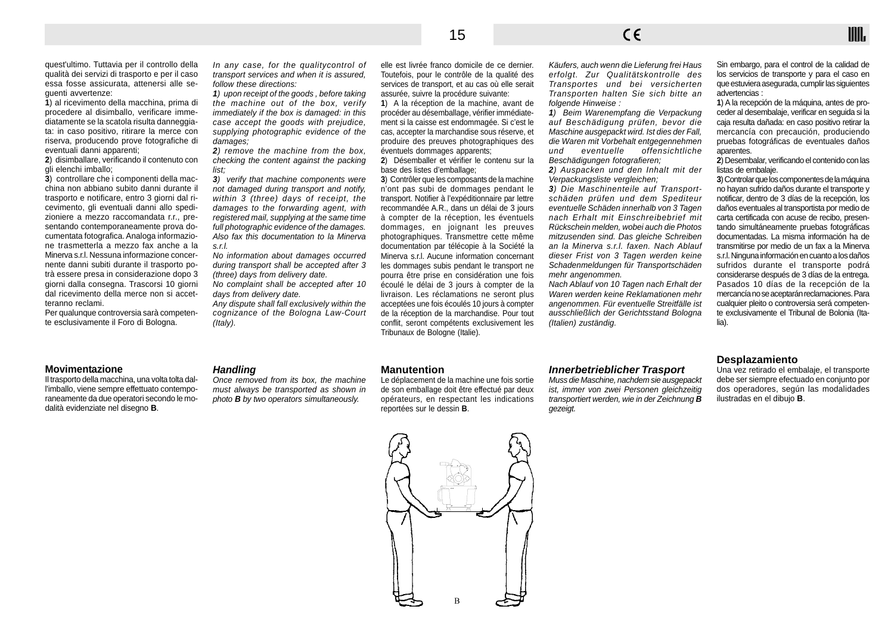quest'ultimo. Tuttavia per il controllo della qualità dei servizi di trasporto e per il caso essa fosse assicurata, attenersi alle seguenti avvertenze:

**1**) al ricevimento della macchina, prima di procedere al disimballo, verificare immediatamente se la scatola risulta danneggiata: in caso positivo, ritirare la merce con riserva, producendo prove fotografiche di eventuali danni apparenti;

**2**) disimballare, verificando il contenuto con gli elenchi imballo;

**3**) controllare che i componenti della macchina non abbiano subito danni durante il trasporto e notificare, entro 3 giorni dal ricevimento, gli eventuali danni allo spedizioniere a mezzo raccomandata r.r., presentando contemporaneamente prova documentata fotografica. Analoga informazione trasmetterla a mezzo fax anche a la Minerva s.r.l. Nessuna informazione concernente danni subiti durante il trasporto potrà essere presa in considerazione dopo 3 giorni dalla consegna. Trascorsi 10 giorni dal ricevimento della merce non si accetteranno reclami.

Per qualunque controversia sarà competente esclusivamente il Foro di Bologna.

*In any case, for the qualitycontrol of transport services and when it is assured, follow these directions:*

***1**) upon receipt of the goods , before taking the machine out of the box, verify immediatly if the box is damaged: in this case accept the goods with prejudice, supplying photographic evidence of the damages;*

***2**) remove the machine from the box, checking the content against the packing list;*

***3**) verify that machine components were not damaged during transport and notify, within 3 (three) days of receipt, the damages to the forwarding agent, with registered mail, supplying at the same time full photographic evidence of the damages. Also fax this documentation to la Minerva s.r.l.*

*No information about damages occurred during transport shall be accepted after 3 (three) days from delivery date.*

*No complaint shall be accepted after 10 days from delivery date.*

*Any dispute shall fall exclusively within the cognizance of the Bologna Law-Court (Italy).*

elle est livrée franco domicile de ce dernier. Toutefois, pour le contrôle de la qualité des services de transport, et au cas où elle serait assurée, suivre la procédure suivante:

**1**) A la réception de la machine, avant de procéder au désemballage, vérifier immédiatement si la caisse est endommagée. Si c'est le cas, accepter la marchandise sous réserve, et produire des preuves photographiques des éventuels dommages apparents;

**2**) Désemballer et vérifier le contenu sur la base des listes d'emballage;

**3**) Contrôler que les composants de la machine n'ont pas subi de dommages pendant le transport. Notifier à l'expéditionnaire par lettre recommandée A.R., dans un délai de 3 jours à compter de la réception, les éventuels dommages, en joignant les preuves photographiques. Transmettre cette même documentation par télécopie à la Société la Minerva s.r.l. Aucune information concernant les dommages subis pendant le transport ne pourra être prise en considération une fois écoulé le délai de 3 jours à compter de la livraison. Les réclamations ne seront plus acceptées une fois écoulés 10 jours à compter de la réception de la marchandise. Pour tout conflit, seront compétents exclusivement les Tribunaux de Bologne (Italie).

*Käufers, auch wenn die Lieferung frei Haus erfolgt. Zur Qualitätskontrolle des Transportes und bei versicherten Transporten halten Sie sich bitte an folgende Hinweise :*

***1**) Beim Warenempfang die Verpackung auf Beschädigung prüfen, bevor die Maschine ausgepackt wird. Ist dies der Fall, die Waren mit Vorbehalt entgegennehmen und eventuelle offensichtliche Beschädigungen fotografieren;*

***2**) Auspacken und den Inhalt mit der Verpackungsliste vergleichen;*

***3**) Die Maschinenteile auf Transportschäden prüfen und dem Spediteur eventuelle Schäden innerhalb von 3 Tagen nach Erhalt mit Einschreibebrief mit Rückschein melden, wobei auch die Photos mitzusenden sind. Das gleiche Schreiben an la Minerva s.r.l. faxen. Nach Ablauf dieser Frist von 3 Tagen werden keine Schadenmeldungen für Transportschäden mehr angenommen.*

*Nach Ablauf von 10 Tagen nach Erhalt der Waren werden keine Reklamationen mehr angenommen. Für eventuelle Streitfälle ist ausschließlich der Gerichtsstand Bologna (Italien) zuständig.*

Sin embargo, para el control de la calidad de los servicios de transporte y para el caso en que estuviera asegurada, cumplir las siguientes advertencias :

**1**) A la recepción de la máquina, antes de proceder al desembalaje, verificar en seguida si la caja resulta dañada: en caso positivo retirar la mercancía con precaución, produciendo pruebas fotográficas de eventuales daños aparentes.

**2**) Desembalar, verificando el contenido con las listas de embalaje.

**3**) Controlar que los componentes de la máquina no hayan sufrido daños durante el transporte y notificar, dentro de 3 días de la recepción, los daños eventuales al transportista por medio de carta certificada con acuse de recibo, presentando simultáneamente pruebas fotográficas documentadas. La misma información ha de transmitirse por medio de un fax a la Minerva s.r.l. Ninguna información en cuanto a los daños sufridos durante el transporte podrá considerarse después de 3 días de la entrega. Pasados 10 días de la recepción de la mercancía no se aceptarán reclamaciones. Para cualquier pleito o controversia será competente exclusivamente el Tribunal de Bolonia (Italia).

### Movimentazione

Il trasporto della macchina, una volta tolta dall'imballo, viene sempre effettuato contemporaneamente da due operatori secondo le modalità evidenziate nel disegno **B**.

### *Handling*

*Once removed from its box, the machine must always be transported as shown in photo **B** by two operators simultaneously.*

### Manutention

Le déplacement de la machine une fois sortie de son emballage doit être effectué par deux opérateurs, en respectant les indications reportées sur le dessin **B**.

### *Innerbetrieblicher Trasport*

*Muss die Maschine, nachdem sie ausgepackt ist, immer von zwei Personen gleichzeitig transportiert werden, wie in der Zeichnung **B** gezeigt.*

### Desplazamiento

Una vez retirado el embalaje, el transporte debe ser siempre efectuado en conjunto por dos operadores, según las modalidades ilustradas en el dibujo **B**.

B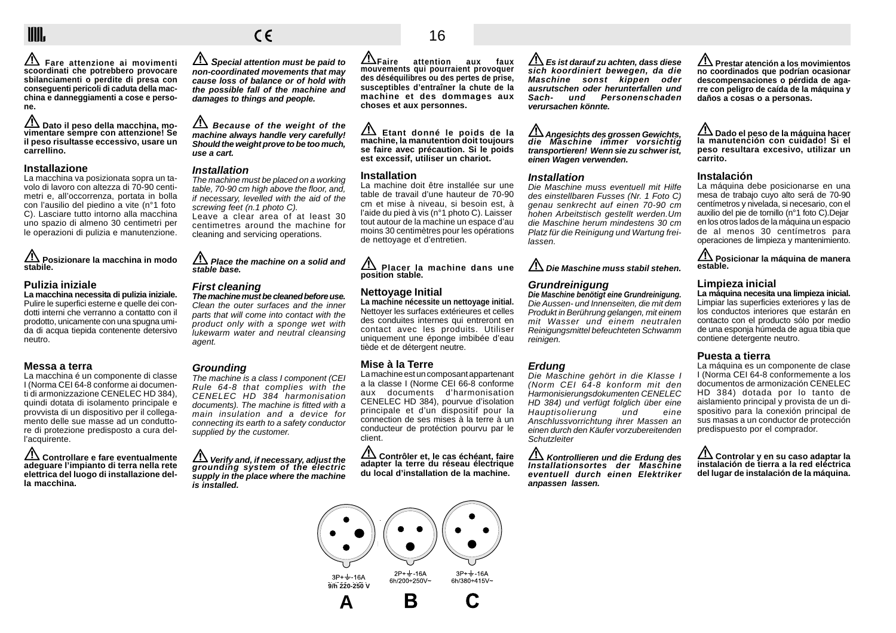⚠ **Fare attenzione ai movimenti scoordinati che potrebbero provocare sbilanciamenti o perdite di presa con conseguenti pericoli di caduta della macchina e danneggiamenti a cose e persone.**

⚠ **Dato il peso della macchina, movimentare sempre con attenzione! Se il peso risultasse eccessivo, usare un carrellino.**

### Installazione

La macchina va posizionata sopra un tavolo di lavoro con altezza di 70-90 centimetri e, all'occorrenza, portata in bolla con l'ausilio del piedino a vite (n°1 foto C). Lasciare tutto intorno alla macchina uno spazio di almeno 30 centimetri per le operazioni di pulizia e manutenzione.

⚠ **Posizionare la macchina in modo stabile.**

### Pulizia iniziale

**La macchina necessita di pulizia iniziale.** Pulire le superfici esterne e quelle dei condotti interni che verranno a contatto con il prodotto, unicamente con una spugna umida di acqua tiepida contenente detersivo neutro.

### Messa a terra

La macchina é un componente di classe I (Norma CEI 64-8 conforme ai documenti di armonizzazione CENELEC HD 384), quindi dotata di isolamento principale e provvista di un dispositivo per il collegamento delle sue masse ad un conduttore di protezione predisposto a cura dell'acquirente.

⚠ **Controllare e fare eventualmente adeguare l'impianto di terra nella rete elettrica del luogo di installazione della macchina.**

⚠ ***Special attention must be paid to non-coordinated movements that may cause loss of balance or of hold with the possible fall of the machine and damages to things and people.***

⚠ ***Because of the weight of the machine always handle very carefully! Should the weight prove to be too much, use a cart.***

### *Installation*

*The machine must be placed on a working table, 70-90 cm high above the floor, and, if necessary, levelled with the aid of the screwing feet (n.1 photo C).*
Leave a clear area of at least 30 centimetres around the machine for cleaning and servicing operations.

⚠ ***Place the machine on a solid and stable base.***

### *First cleaning*

***The machine must be cleaned before use.*** *Clean the outer surfaces and the inner parts that will come into contact with the product only with a sponge wet with lukewarm water and neutral cleansing agent.*

### *Grounding*

*The machine is a class I component (CEI Rule 64-8 that complies with the CENELEC HD 384 harmonisation documents). The machine is fitted with a main insulation and a device for connecting its earth to a safety conductor supplied by the customer.*

⚠ ***Verify and, if necessary, adjust the grounding system of the electric supply in the place where the machine is installed.***

⚠ **Faire attention aux faux mouvements qui pourraient provoquer des déséquilibres ou des pertes de prise, susceptibles d'entraîner la chute de la machine et des dommages aux choses et aux personnes.**

⚠ **Etant donné le poids de la machine, la manutention doit toujours se faire avec précaution. Si le poids est excessif, utiliser un chariot.**

### Installation

La machine doit être installée sur une table de travail d'une hauteur de 70-90 cm et mise à niveau, si besoin est, à l'aide du pied à vis (n°1 photo C). Laisser tout autour de la machine un espace d'au moins 30 centimètres pour les opérations de nettoyage et d'entretien.

⚠ **Placer la machine dans une position stable.**

### Nettoyage Initial

**La machine nécessite un nettoyage initial.** Nettoyer les surfaces extérieures et celles des conduites internes qui entreront en contact avec les produits. Utiliser uniquement une éponge imbibée d'eau tiède et de détergent neutre.

### Mise à la Terre

La machine est un composant appartenant a la classe I (Norme CEI 66-8 conforme aux documents d'harmonisation CENELEC HD 384), pourvue d'isolation principale et d'un dispositif pour la connection de ses mises à la terre à un conducteur de protéction pourvu par le client.

⚠ **Contrôler et, le cas échéant, faire adapter la terre du réseau électrique du local d'installation de la machine.**

⚠ ***Es ist darauf zu achten, dass diese sich koordiniert bewegen, da die Maschine sonst kippen oder ausrutschen oder herunterfallen und Sach- und Personenschaden verursachen könnte.***

⚠ ***Angesichts des grossen Gewichts, die Maschine immer vorsichtig transportieren! Wenn sie zu schwer ist, einen Wagen verwenden.***

### *Installation*

*Die Maschine muss eventuell mit Hilfe des einstellbaren Fusses (Nr. 1 Foto C) genau senkrecht auf einen 70-90 cm hohen Arbeitstisch gestellt werden.Um die Maschine herum mindestens 30 cm Platz für die Reinigung und Wartung freilassen.*

⚠ ***Die Maschine muss stabil stehen.***

### *Grundreinigung*

***Die Maschine benötigt eine Grundreinigung.*** *Die Aussen- und Innenseiten, die mit dem Produkt in Berührung gelangen, mit einem mit Wasser und einem neutralen Reinigungsmittel befeuchteten Schwamm reinigen.*

### *Erdung*

*Die Maschine gehört in die Klasse I (Norm CEI 64-8 konform mit den Harmonisierungsdokumenten CENELEC HD 384) und verfügt folglich über eine Hauptisolierung und eine Anschlussvorrichtung ihrer Massen an einen durch den Käufer vorzubereitenden Schutzleiter*

⚠ ***Kontrollieren und die Erdung des Installationsortes der Maschine eventuell durch einen Elektriker anpassen lassen.***

⚠ **Prestar atención a los movimientos no coordinados que podrían ocasionar descompensaciones o pérdida de agarre con peligro de caída de la máquina y daños a cosas o a personas.**

⚠ **Dado el peso de la máquina hacer la manutención con cuidado! Si el peso resultara excesivo, utilizar un carrito.**

### Instalación

La máquina debe posicionarse en una mesa de trabajo cuyo alto será de 70-90 centímetros y nivelada, si necesario, con el auxilio del pie de tornillo (n°1 foto C).Dejar en los otros lados de la máquina un espacio de al menos 30 centímetros para operaciones de limpieza y mantenimiento.

⚠ **Posicionar la máquina de manera estable.**

### Limpieza inicial

**La máquina necesita una limpieza inicial.** Limpiar las superficies exteriores y las de los conductos interiores que estarán en contacto con el producto sólo por medio de una esponja húmeda de agua tibia que contiene detergente neutro.

### Puesta a tierra

La máquina es un componente de clase I (Norma CEI 64-8 conformemente a los documentos de armonización CENELEC HD 384) dotada por lo tanto de aislamiento principal y provista de un dispositivo para la conexión principal de sus masas a un conductor de protección predispuesto por el comprador.

⚠ **Controlar y en su caso adaptar la instalación de tierra a la red eléctrica del lugar de instalación de la máquina.**

3P+⏚-16A 9/h 220-250 V

**A**

2P+⏚-16A 6h/200÷250V~

**B**

3P+⏚-16A 6h/380÷415V~

**C**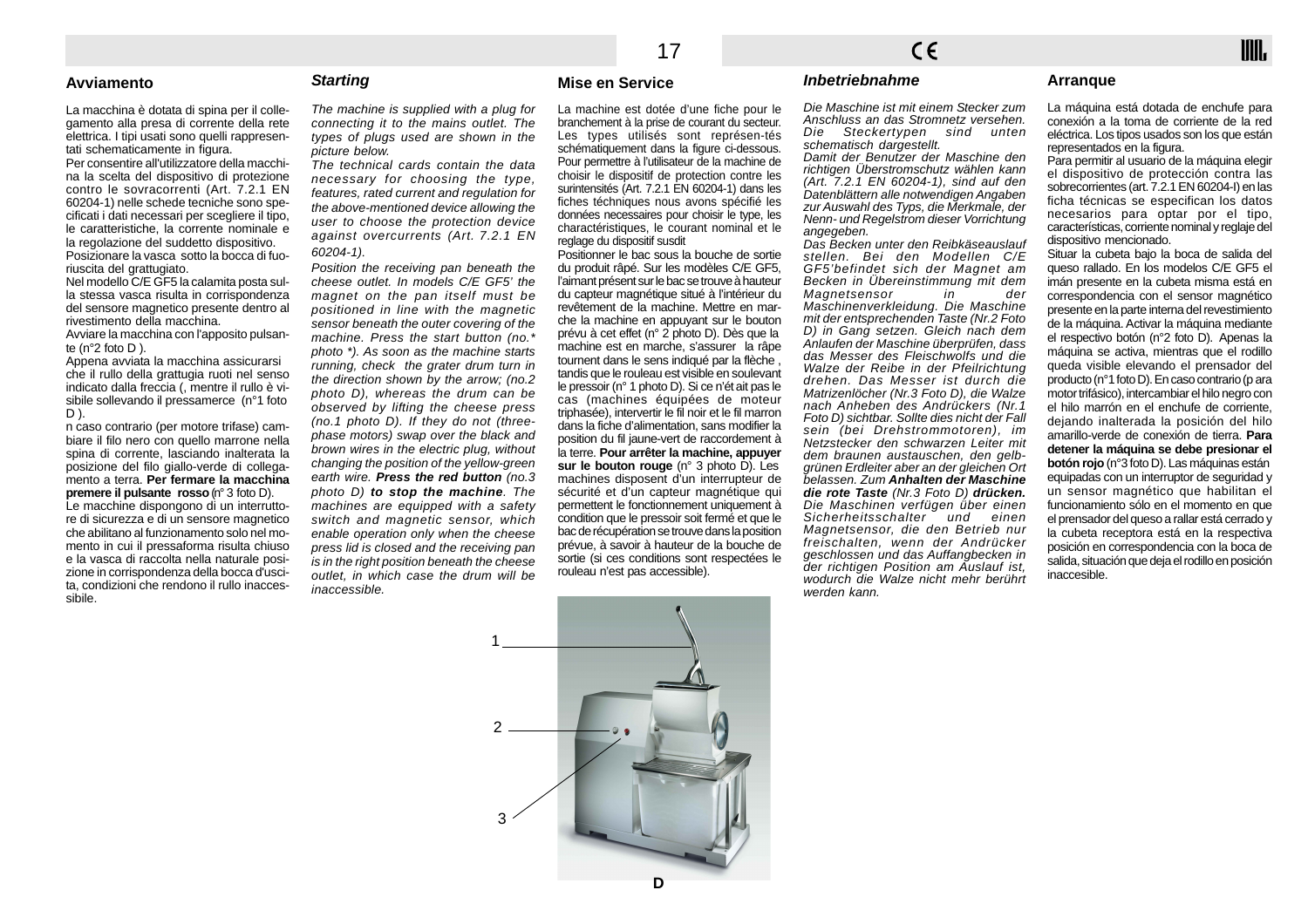## Avviamento

La macchina è dotata di spina per il collegamento alla presa di corrente della rete elettrica. I tipi usati sono quelli rappresentati schematicamente in figura.
Per consentire all'utilizzatore della macchina la scelta del dispositivo di protezione contro le sovracorrenti (Art. 7.2.1 EN 60204-1) nelle schede tecniche sono specificati i dati necessari per scegliere il tipo, le caratteristiche, la corrente nominale e la regolazione del suddetto dispositivo.
Posizionare la vasca sotto la bocca di fuoriuscita del grattugiato.
Nel modello C/E GF5 la calamita posta sulla stessa vasca risulta in corrispondenza del sensore magnetico presente dentro al rivestimento della macchina.
Avviare la macchina con l'apposito pulsante (n°2 foto D ).
Appena avviata la macchina assicurarsi che il rullo della grattugia ruoti nel senso indicato dalla freccia (, mentre il rullo è visibile sollevando il pressamerce (n°1 foto D ).
n caso contrario (per motore trifase) cambiare il filo nero con quello marrone nella spina di corrente, lasciando inalterata la posizione del filo giallo-verde di collegamento a terra. **Per fermare la macchina premere il pulsante rosso** (n° 3 foto D).
Le macchine dispongono di un interruttore di sicurezza e di un sensore magnetico che abilitano al funzionamento solo nel momento in cui il pressaforma risulta chiuso e la vasca di raccolta nella naturale posizione in corrispondenza della bocca d'uscita, condizioni che rendono il rullo inaccessibile.

## *Starting*

*The machine is supplied with a plug for connecting it to the mains outlet. The types of plugs used are shown in the picture below.*
*The technical cards contain the data necessary for choosing the type, features, rated current and regulation for the above-mentioned device allowing the user to choose the protection device against overcurrents (Art. 7.2.1 EN 60204-1).*
*Position the receiving pan beneath the cheese outlet. In models C/E GF5' the magnet on the pan itself must be positioned in line with the magnetic sensor beneath the outer covering of the machine. Press the start button (no.\* photo \*). As soon as the machine starts running, check the grater drum turn in the direction shown by the arrow; (no.2 photo D), whereas the drum can be observed by lifting the cheese press (no.1 photo D). If they do not (three-phase motors) swap over the black and brown wires in the electric plug, without changing the position of the yellow-green earth wire.* ***Press the red button*** *(no.3 photo D)* ***to stop the machine****. The machines are equipped with a safety switch and magnetic sensor, which enable operation only when the cheese press lid is closed and the receiving pan is in the right position beneath the cheese outlet, in which case the drum will be inaccessible.*

## Mise en Service

La machine est dotée d'une fiche pour le branchement à la prise de courant du secteur. Les types utilisés sont représen-tés schématiquement dans la figure ci-dessous. Pour permettre à l'utilisateur de la machine de choisir le dispositif de protection contre les surintensités (Art. 7.2.1 EN 60204-1) dans les fiches téchniques nous avons spécifié les données necessaires pour choisir le type, les charactéristiques, le courant nominal et le reglage du dispositif susdit
Positionner le bac sous la bouche de sortie du produit râpé. Sur les modèles C/E GF5, l'aimant présent sur le bac se trouve à hauteur du capteur magnétique situé à l'intérieur du revêtement de la machine. Mettre en marche la machine en appuyant sur le bouton prévu à cet effet (n° 2 photo D). Dès que la machine est en marche, s'assurer la râpe tournent dans le sens indiqué par la flèche , tandis que le rouleau est visible en soulevant le pressoir (n° 1 photo D). Si ce n'ét ait pas le cas (machines équipées de moteur triphasée), intervertir le fil noir et le fil marron dans la fiche d'alimentation, sans modifier la position du fil jaune-vert de raccordement à la terre. **Pour arrêter la machine, appuyer sur le bouton rouge** (n° 3 photo D). Les machines disposent d'un interrupteur de sécurité et d'un capteur magnétique qui permettent le fonctionnement uniquement à condition que le pressoir soit fermé et que le bac de récupération se trouve dans la position prévue, à savoir à hauteur de la bouche de sortie (si ces conditions sont respectées le rouleau n'est pas accessible).

## *Inbetriebnahme*

*Die Maschine ist mit einem Stecker zum Anschluss an das Stromnetz versehen. Die Steckertypen sind unten schematisch dargestellt.*
*Damit der Benutzer der Maschine den richtigen Überstromschutz wählen kann (Art. 7.2.1 EN 60204-1), sind auf den Datenblättern alle notwendigen Angaben zur Auswahl des Typs, die Merkmale, der Nenn- und Regelstrom dieser Vorrichtung angegeben.*
*Das Becken unter den Reibkäseauslauf stellen. Bei den Modellen C/E GF5'befindet sich der Magnet am Becken in Übereinstimmung mit dem Magnetsensor in der Maschinenverkleidung. Die Maschine mit der entsprechenden Taste (Nr.2 Foto D) in Gang setzen. Gleich nach dem Anlaufen der Maschine überprüfen, dass das Messer des Fleischwolfs und die Walze der Reibe in der Pfeilrichtung drehen. Das Messer ist durch die Matrizenlöcher (Nr.3 Foto D), die Walze nach Anheben des Andrückers (Nr.1 Foto D) sichtbar. Sollte dies nicht der Fall sein (bei Drehstrommotoren), im Netzstecker den schwarzen Leiter mit dem braunen austauschen, den gelb-grünen Erdleiter aber an der gleichen Ort belassen. Zum* ***Anhalten der Maschine die rote Taste*** *(Nr.3 Foto D)* ***drücken.*** *Die Maschinen verfügen über einen Sicherheitsschalter und einen Magnetsensor, die den Betrieb nur freischalten, wenn der Andrücker geschlossen und das Auffangbecken in der richtigen Position am Auslauf ist, wodurch die Walze nicht mehr berührt werden kann.*

## Arranque

La máquina está dotada de enchufe para conexión a la toma de corriente de la red eléctrica. Los tipos usados son los que están representados en la figura.
Para permitir al usuario de la máquina elegir el dispositivo de protección contra las sobrecorrientes (art. 7.2.1 EN 60204-l) en las ficha técnicas se especifican los datos necesarios para optar por el tipo, características, corriente nominal y reglaje del dispositivo mencionado.
Situar la cubeta bajo la boca de salida del queso rallado. En los modelos C/E GF5 el imán presente en la cubeta misma está en correspondencia con el sensor magnético presente en la parte interna del revestimiento de la máquina. Activar la máquina mediante el respectivo botón (n°2 foto D). Apenas la máquina se activa, mientras que el rodillo queda visible elevando el prensador del producto (n°1 foto D). En caso contrario (p ara motor trifásico), intercambiar el hilo negro con el hilo marrón en el enchufe de corriente, dejando inalterada la posición del hilo amarillo-verde de conexión de tierra. **Para detener la máquina se debe presionar el botón rojo** (n°3 foto D). Las máquinas están equipadas con un interruptor de seguridad y un sensor magnético que habilitan el funcionamiento sólo en el momento en que el prensador del queso a rallar está cerrado y la cubeta receptora está en la respectiva posición en correspondencia con la boca de salida, situación que deja el rodillo en posición inaccesible.

1
2
3

D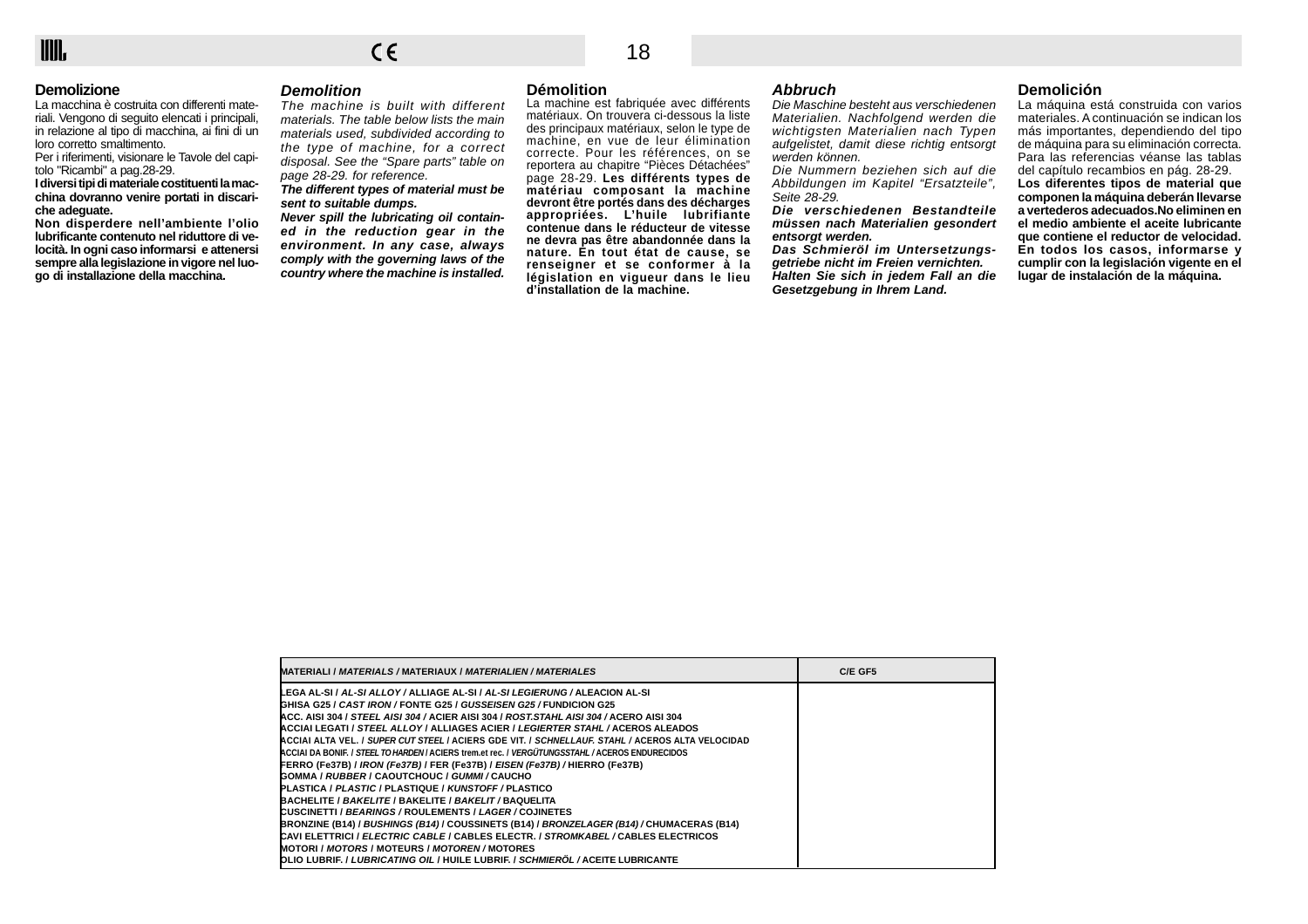## Demolizione

La macchina è costruita con differenti materiali. Vengono di seguito elencati i principali, in relazione al tipo di macchina, ai fini di un loro corretto smaltimento.
Per i riferimenti, visionare le Tavole del capitolo "Ricambi" a pag.28-29.
**I diversi tipi di materiale costituenti la macchina dovranno venire portati in discariche adeguate.**
**Non disperdere nell'ambiente l'olio lubrificante contenuto nel riduttore di velocità. In ogni caso informarsi e attenersi sempre alla legislazione in vigore nel luogo di installazione della macchina.**

## *Demolition*

*The machine is built with different materials. The table below lists the main materials used, subdivided according to the type of machine, for a correct disposal. See the "Spare parts" table on page 28-29. for reference.*
***The different types of material must be sent to suitable dumps.***
***Never spill the lubricating oil contained in the reduction gear in the environment. In any case, always comply with the governing laws of the country where the machine is installed.***

## Démolition

La machine est fabriquée avec différents matériaux. On trouvera ci-dessous la liste des principaux matériaux, selon le type de machine, en vue de leur élimination correcte. Pour les références, on se reportera au chapitre "Pièces Détachées" page 28-29. **Les différents types de matériau composant la machine devront être portés dans des décharges appropriées. L'huile lubrifiante contenue dans le réducteur de vitesse ne devra pas être abandonnée dans la nature. En tout état de cause, se renseigner et se conformer à la législation en vigueur dans le lieu d'installation de la machine.**

## *Abbruch*

*Die Maschine besteht aus verschiedenen Materialien. Nachfolgend werden die wichtigsten Materialien nach Typen aufgelistet, damit diese richtig entsorgt werden können.*
*Die Nummern beziehen sich auf die Abbildungen im Kapitel "Ersatzteile", Seite 28-29.*
***Die verschiedenen Bestandteile müssen nach Materialien gesondert entsorgt werden.***
***Das Schmieröl im Untersetzungsgetriebe nicht im Freien vernichten.***
***Halten Sie sich in jedem Fall an die Gesetzgebung in Ihrem Land.***

## Demolición

La máquina está construida con varios materiales. A continuación se indican los más importantes, dependiendo del tipo de máquina para su eliminación correcta. Para las referencias véanse las tablas del capítulo recambios en pág. 28-29.
**Los diferentes tipos de material que componen la máquina deberán llevarse a vertederos adecuados.No eliminen en el medio ambiente el aceite lubricante que contiene el reductor de velocidad. En todos los casos, informarse y cumplir con la legislación vigente en el lugar de instalación de la máquina.**

| MATERIALI / *MATERIALS* / MATERIAUX / *MATERIALIEN* / *MATERIALES* | C/E GF5 |
|---|---|
| LEGA AL-SI / *AL-SI ALLOY* / ALLIAGE AL-SI / *AL-SI LEGIERUNG* / ALEACION AL-SI | |
| GHISA G25 / *CAST IRON* / FONTE G25 / *GUSSEISEN G25* / FUNDICION G25 | |
| ACC. AISI 304 / *STEEL AISI 304* / ACIER AISI 304 / *ROST.STAHL AISI 304* / ACERO AISI 304 | |
| ACCIAI LEGATI / *STEEL ALLOY* / ALLIAGES ACIER / *LEGIERTER STAHL* / ACEROS ALEADOS | |
| ACCIAI ALTA VEL. / *SUPER CUT STEEL* / ACIERS GDE VIT. / *SCHNELLAUF. STAHL* / ACEROS ALTA VELOCIDAD | |
| ACCIAI DA BONIF. / *STEEL TO HARDEN* / ACIERS trem.et rec. / *VERGÜTUNGSSTAHL* / ACEROS ENDURECIDOS | |
| FERRO (Fe37B) / *IRON (Fe37B)* / FER (Fe37B) / *EISEN (Fe37B)* / HIERRO (Fe37B) | |
| GOMMA / *RUBBER* / CAOUTCHOUC / *GUMMI* / CAUCHO | |
| PLASTICA / *PLASTIC* / PLASTIQUE / *KUNSTOFF* / PLASTICO | |
| BACHELITE / *BAKELITE* / BAKELITE / *BAKELIT* / BAQUELITA | |
| CUSCINETTI / *BEARINGS* / ROULEMENTS / *LAGER* / COJINETES | |
| BRONZINE (B14) / *BUSHINGS (B14)* / COUSSINETS (B14) / *BRONZELAGER (B14)* / CHUMACERAS (B14) | |
| CAVI ELETTRICI / *ELECTRIC CABLE* / CABLES ELECTR. / *STROMKABEL* / CABLES ELECTRICOS | |
| MOTORI / *MOTORS* / MOTEURS / *MOTOREN* / MOTORES | |
| OLIO LUBRIF. / *LUBRICATING OIL* / HUILE LUBRIF. / *SCHMIERÖL* / ACEITE LUBRICANTE | |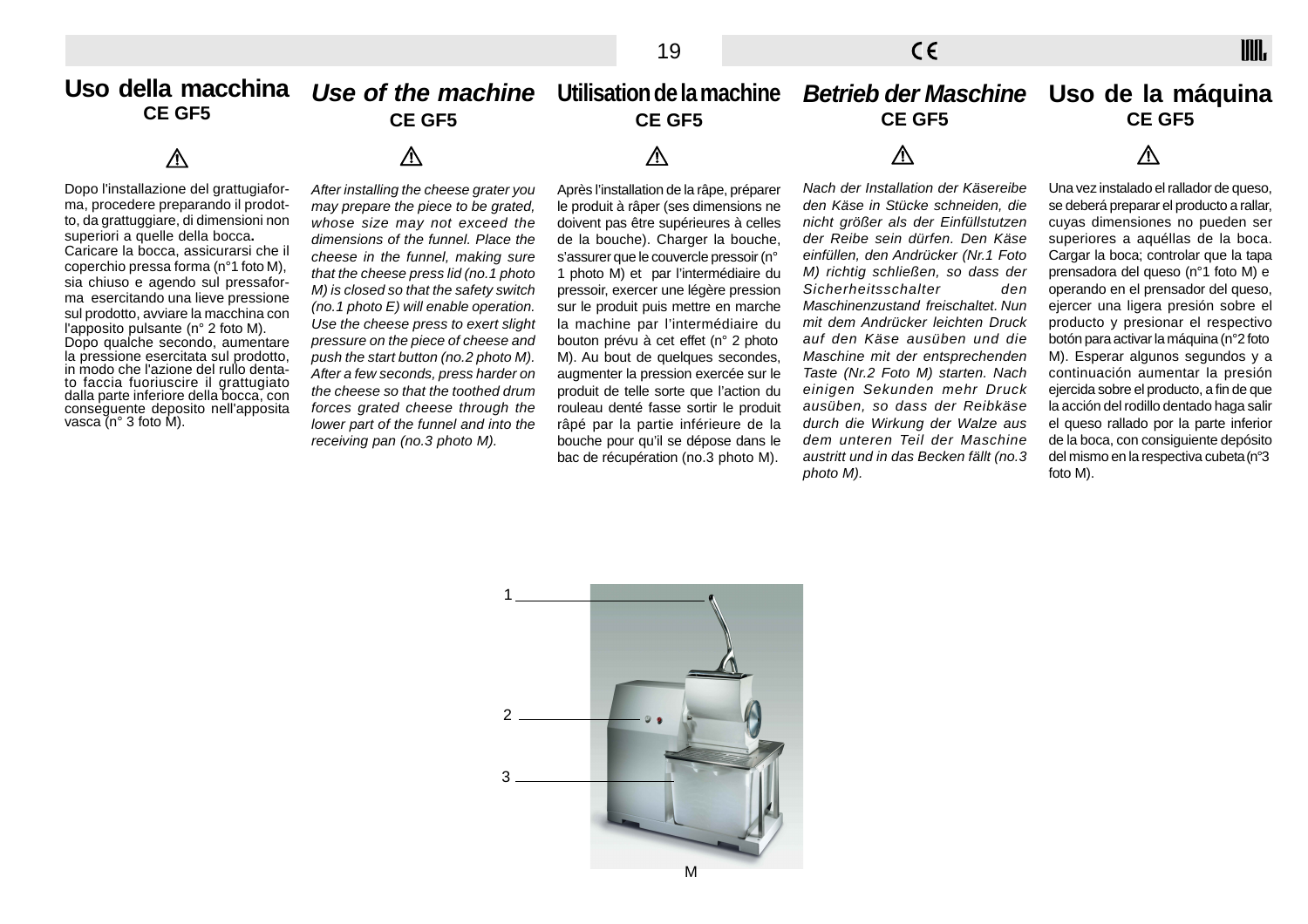## Uso della macchina
**CE GF5**

⚠

Dopo l'installazione del grattugiaforma, procedere preparando il prodotto, da grattuggiare, di dimensioni non superiori a quelle della bocca.
Caricare la bocca, assicurarsi che il coperchio pressa forma (n°1 foto M), sia chiuso e agendo sul pressaforma esercitando una lieve pressione sul prodotto, avviare la macchina con l'apposito pulsante (n° 2 foto M).
Dopo qualche secondo, aumentare la pressione esercitata sul prodotto, in modo che l'azione del rullo dentato faccia fuoriuscire il grattugiato dalla parte inferiore della bocca, con conseguente deposito nell'apposita vasca (n° 3 foto M).

## *Use of the machine*
**CE GF5**

⚠

*After installing the cheese grater you may prepare the piece to be grated, whose size may not exceed the dimensions of the funnel. Place the cheese in the funnel, making sure that the cheese press lid (no.1 photo M) is closed so that the safety switch (no.1 photo E) will enable operation. Use the cheese press to exert slight pressure on the piece of cheese and push the start button (no.2 photo M). After a few seconds, press harder on the cheese so that the toothed drum forces grated cheese through the lower part of the funnel and into the receiving pan (no.3 photo M).*

## Utilisation de la machine
**CE GF5**

⚠

Après l'installation de la râpe, préparer le produit à râper (ses dimensions ne doivent pas être supérieures à celles de la bouche). Charger la bouche, s'assurer que le couvercle pressoir (n° 1 photo M) et par l'intermédiaire du pressoir, exercer une légère pression sur le produit puis mettre en marche la machine par l'intermédiaire du bouton prévu à cet effet (n° 2 photo M). Au bout de quelques secondes, augmenter la pression exercée sur le produit de telle sorte que l'action du rouleau denté fasse sortir le produit râpé par la partie inférieure de la bouche pour qu'il se dépose dans le bac de récupération (no.3 photo M).

## *Betrieb der Maschine*
**CE GF5**

⚠

*Nach der Installation der Käsereibe den Käse in Stücke schneiden, die nicht größer als der Einfüllstutzen der Reibe sein dürfen. Den Käse einfüllen, den Andrücker (Nr.1 Foto M) richtig schließen, so dass der Sicherheitsschalter den Maschinenzustand freischaltet. Nun mit dem Andrücker leichten Druck auf den Käse ausüben und die Maschine mit der entsprechenden Taste (Nr.2 Foto M) starten. Nach einigen Sekunden mehr Druck ausüben, so dass der Reibkäse durch die Wirkung der Walze aus dem unteren Teil der Maschine austritt und in das Becken fällt (no.3 photo M).*

## Uso de la máquina
**CE GF5**

⚠

Una vez instalado el rallador de queso, se deberá preparar el producto a rallar, cuyas dimensiones no pueden ser superiores a aquéllas de la boca. Cargar la boca; controlar que la tapa prensadora del queso (n°1 foto M) e operando en el prensador del queso, ejercer una ligera presión sobre el producto y presionar el respectivo botón para activar la máquina (n°2 foto M). Esperar algunos segundos y a continuación aumentar la presión ejercida sobre el producto, a fin de que la acción del rodillo dentado haga salir el queso rallado por la parte inferior de la boca, con consiguiente depósito del mismo en la respectiva cubeta (n°3 foto M).

1
2
3
M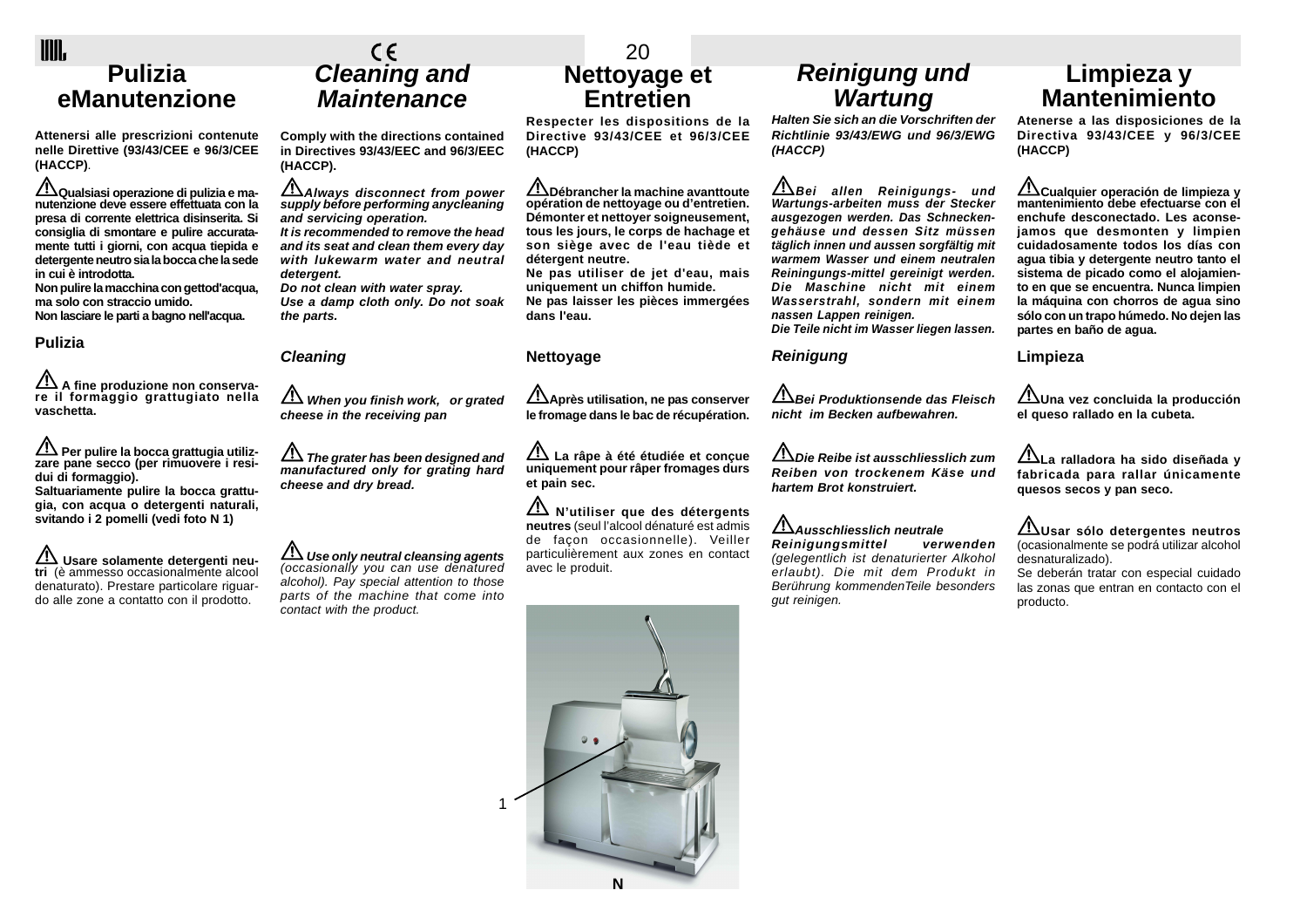## Pulizia eManutenzione

**Attenersi alle prescrizioni contenute nelle Direttive (93/43/CEE e 96/3/CEE (HACCP)**.

⚠ **Qualsiasi operazione di pulizia e manutenzione deve essere effettuata con la presa di corrente elettrica disinserita. Si consiglia di smontare e pulire accuratamente tutti i giorni, con acqua tiepida e detergente neutro sia la bocca che la sede in cui è introdotta.**
**Non pulire la macchina con gettod'acqua, ma solo con straccio umido.**
**Non lasciare le parti a bagno nell'acqua.**

### Pulizia

⚠ **A fine produzione non conservare il formaggio grattugiato nella vaschetta.**

⚠ **Per pulire la bocca grattugia utilizzare pane secco (per rimuovere i residui di formaggio).**
**Saltuariamente pulire la bocca grattugia, con acqua o detergenti naturali, svitando i 2 pomelli (vedi foto N 1)**

⚠ **Usare solamente detergenti neutri** (è ammesso occasionalmente alcool denaturato). Prestare particolare riguardo alle zone a contatto con il prodotto.

## *Cleaning and Maintenance*

**Comply with the directions contained in Directives 93/43/EEC and 96/3/EEC (HACCP).**

⚠ ***Always disconnect from power supply before performing anycleaning and servicing operation.***
***It is recommended to remove the head and its seat and clean them every day with lukewarm water and neutral detergent.***
***Do not clean with water spray.***
***Use a damp cloth only. Do not soak the parts.***

### *Cleaning*

⚠ ***When you finish work, or grated cheese in the receiving pan***

⚠ ***The grater has been designed and manufactured only for grating hard cheese and dry bread.***

⚠ ***Use only neutral cleansing agents*** *(occasionally you can use denatured alcohol). Pay special attention to those parts of the machine that come into contact with the product.*

## Nettoyage et Entretien

**Respecter les dispositions de la Directive 93/43/CEE et 96/3/CEE (HACCP)**

⚠ **Débrancher la machine avanttoute opération de nettoyage ou d'entretien. Démonter et nettoyer soigneusement, tous les jours, le corps de hachage et son siège avec de l'eau tiède et détergent neutre.**
**Ne pas utiliser de jet d'eau, mais uniquement un chiffon humide.**
**Ne pas laisser les pièces immergées dans l'eau.**

### Nettoyage

⚠ **Après utilisation, ne pas conserver le fromage dans le bac de récupération.**

⚠ **La râpe à été étudiée et conçue uniquement pour râper fromages durs et pain sec.**

⚠ **N'utiliser que des détergents neutres** (seul l'alcool dénaturé est admis de façon occasionnelle). Veiller particulièrement aux zones en contact avec le produit.

## *Reinigung und Wartung*

***Halten Sie sich an die Vorschriften der Richtlinie 93/43/EWG und 96/3/EWG (HACCP)***

⚠ ***Bei allen Reinigungs- und Wartungs-arbeiten muss der Stecker ausgezogen werden. Das Schnecken-gehäuse und dessen Sitz müssen täglich innen und aussen sorgfältig mit warmem Wasser und einem neutralen Reiningungs-mittel gereinigt werden. Die Maschine nicht mit einem Wasserstrahl, sondern mit einem nassen Lappen reinigen.***
***Die Teile nicht im Wasser liegen lassen.***

### *Reinigung*

⚠ ***Bei Produktionsende das Fleisch nicht im Becken aufbewahren.***

⚠ ***Die Reibe ist ausschliesslich zum Reiben von trockenem Käse und hartem Brot konstruiert.***

⚠ ***Ausschliesslich neutrale Reinigungsmittel verwenden*** *(gelegentlich ist denaturierter Alkohol erlaubt). Die mit dem Produkt in Berührung kommendenTeile besonders gut reinigen.*

## Limpieza y Mantenimiento

**Atenerse a las disposiciones de la Directiva 93/43/CEE y 96/3/CEE (HACCP)**

⚠ **Cualquier operación de limpieza y mantenimiento debe efectuarse con el enchufe desconectado. Les aconsejamos que desmonten y limpien cuidadosamente todos los días con agua tibia y detergente neutro tanto el sistema de picado como el alojamiento en que se encuentra. Nunca limpien la máquina con chorros de agua sino sólo con un trapo húmedo. No dejen las partes en baño de agua.**

### Limpieza

⚠ **Una vez concluida la producción el queso rallado en la cubeta.**

⚠ **La ralladora ha sido diseñada y fabricada para rallar únicamente quesos secos y pan seco.**

⚠ **Usar sólo detergentes neutros** (ocasionalmente se podrá utilizar alcohol desnaturalizado).
Se deberán tratar con especial cuidado las zonas que entran en contacto con el producto.

1

N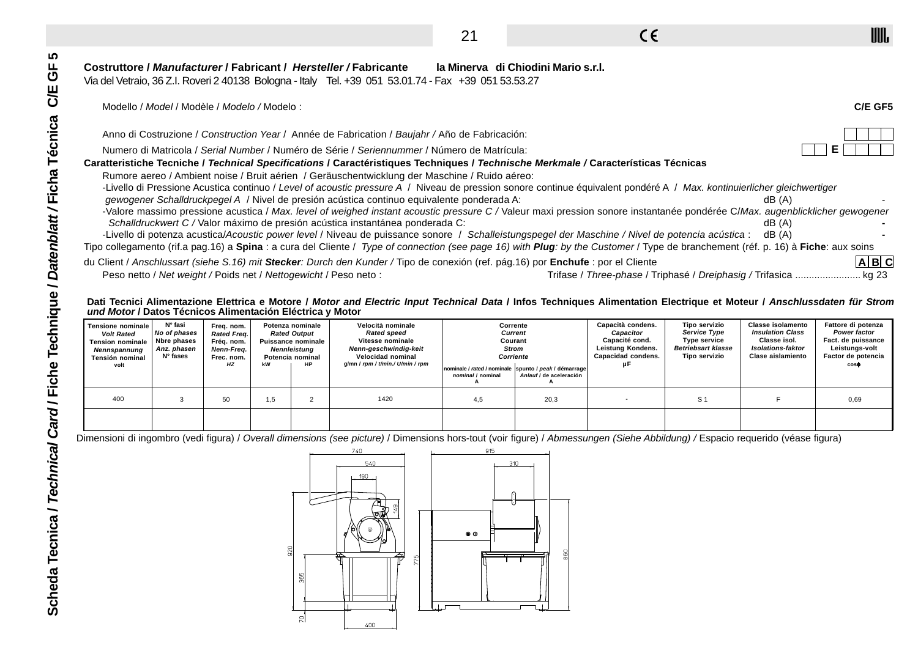**Costruttore / *Manufacturer* / Fabricant / *Hersteller* / Fabricante** **la Minerva di Chiodini Mario s.r.l.**

Via del Vetraio, 36 Z.I. Roveri 2 40138 Bologna - Italy Tel. +39 051 53.01.74 - Fax +39 051 53.53.27

Modello / *Model* / Modèle / *Modelo* / Modelo : **C/E GF5**

Anno di Costruzione / *Construction Year* / Année de Fabrication / *Baujahr* / Año de Fabricación:

Numero di Matricola / *Serial Number* / Numéro de Série / *Seriennummer* / Número de Matrícula: **E**

**Caratteristiche Tecniche / *Technical Specifications* / Caractéristiques Techniques / *Technische Merkmale* / Características Técnicas**

Rumore aereo / Ambient noise / Bruit aérien / Geräuschentwicklung der Maschine / Ruido aéreo:

-Livello di Pressione Acustica continuo / *Level of acoustic pressure A* / Niveau de pression sonore continue équivalent pondéré A / *Max. kontinuierlicher gleichwertiger gewogener Schalldruckpegel A* / Nivel de presión acústica continuo equivalente ponderada A: dB (A) -

-Valore massimo pressione acustica / *Max. level of weighed instant acoustic pressure C* / Valeur maxi pression sonore instantanée pondérée C/*Max. augenblicklicher gewogener Schalldruckwert C* / Valor máximo de presión acústica instantánea ponderada C: dB (A) -

-Livello di potenza acustica/*Acoustic power level* / Niveau de puissance sonore / *Schalleistungspegel der Maschine* / *Nivel de potencia acústica* : dB (A) -

Tipo collegamento (rif.a pag.16) a **Spina** : a cura del Cliente / *Type of connection (see page 16) with* ***Plug****: by the Customer* / Type de branchement (réf. p. 16) à **Fiche**: aux soins du Client / *Anschlussart (siehe S.16) mit* ***Stecker****: Durch den Kunder* / Tipo de conexión (ref. pág.16) por **Enchufe** : por el Cliente **A B C**

Peso netto / *Net weight* / Poids net / *Nettogewicht* / Peso neto : Trifase / *Three-phase* / Triphasé / *Dreiphasig* / Trifasica ........................ kg 23

**Dati Tecnici Alimentazione Elettrica e Motore / *Motor and Electric Input Technical Data* / Infos Techniques Alimentation Electrique et Moteur / *Anschlussdaten für Strom und Motor* / Datos Técnicos Alimentación Eléctrica y Motor**

| Tensione nominale / *Volt Rated* / Tension nominale / *Nennspannung* / Tensión nominal volt | N° fasi / *No of phases* / Nbre phases / *Anz. phasen* / N° fases | Freq. nom. / *Rated Freq.* / Fréq. nom. / *Nenn-Freq.* / Frec. nom. HZ | Potenza nominale / *Rated Output* / Puissance nominale / *Nennleistung* / Potencia nominal | | Velocità nominale / *Rated speed* / Vitesse nominale / *Nenn-geschwindig-keit* / Velocidad nominal g/mn / rpm / t/min./ U/min / rpm | Corrente / *Current* / Courant / *Strom* / *Corriente* | | Capacità condens. / *Capacitor* / Capacité cond. / Leistung Kondens. / Capacidad condens. µF | Tipo servizio / *Service Type* / Type service / *Betriebsart klasse* / Tipo servizio | Classe isolamento / *Insulation Class* / Classe isol. / *Isolations-faktor* / Clase aislamiento | Fattore di potenza / *Power factor* / Fact. de puissance / Leistungs-volt / Factor de potencia cosφ |
|---|---|---|---|---|---|---|---|---|---|---|---|
| | | | kW | HP | | nominale / *rated* / nominale / *nominal* / nominal A | spunto / *peak* / démarrage / *Anlauf* / de aceleración A | | | | |
| 400 | 3 | 50 | 1,5 | 2 | 1420 | 4,5 | 20,3 | - | S 1 | F | 0,69 |
| | | | | | | | | | | | |

Dimensioni di ingombro (vedi figura) / *Overall dimensions (see picture)* / Dimensions hors-tout (voir figure) / *Abmessungen (Siehe Abbildung)* / Espacio requerido (véase figura)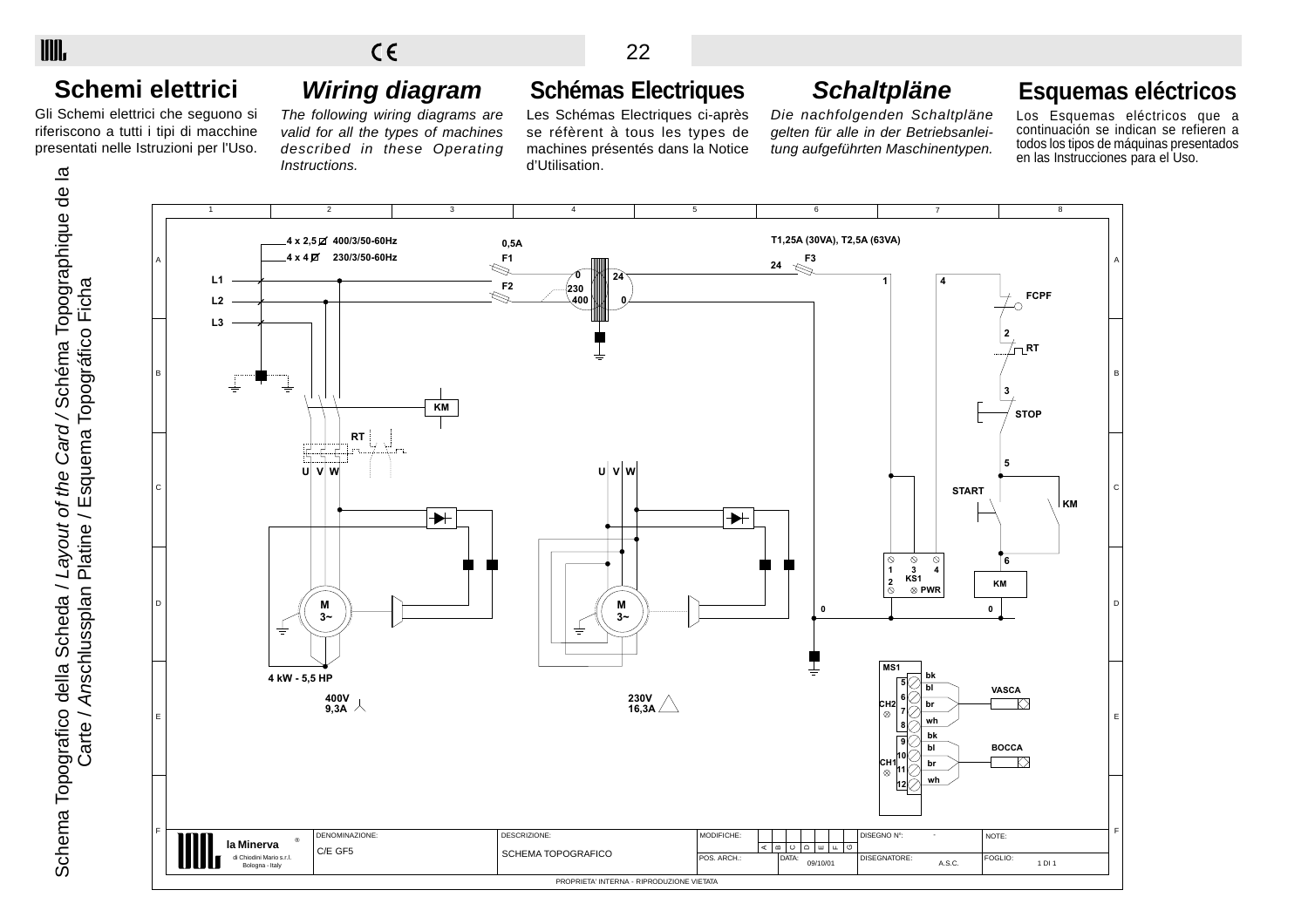## Schemi elettrici

Gli Schemi elettrici che seguono si riferiscono a tutti i tipi di macchine presentati nelle Istruzioni per l'Uso.

## *Wiring diagram*

*The following wiring diagrams are valid for all the types of machines described in these Operating Instructions.*

## Schémas Electriques

Les Schémas Electriques ci-après se réfèrent à tous les types de machines présentés dans la Notice d'Utilisation.

## *Schaltpläne*

*Die nachfolgenden Schaltpläne gelten für alle in der Betriebsanleitung aufgeführten Maschinentypen.*

## Esquemas eléctricos

Los Esquemas eléctricos que a continuación se indican se refieren a todos los tipos de máquinas presentados en las Instrucciones para el Uso.

Schema Topografico della Scheda / *Layout of the Card* / Schéma Topographique de la Carte / *Anschlussplan Platine* / Esquema Topográfico Ficha

4 x 2,5 Ø 400/3/50-60Hz
4 x 4 Ø 230/3/50-60Hz

L1 L2 L3

0,5A F1 F2

0 24 230 400 0

T1,25A (30VA), T2,5A (63VA) F3 24

1 4

FCPF 2 RT 3 STOP 5 START KM 6 KM 0

KM RT U V W U V W

M 3~ M 3~

4 kW - 5,5 HP

400V 9,3A

230V 16,3A

1 3 4 2 KS1 PWR 0

MS1 5 6 CH2 7 8 9 10 CH1 11 12

bk bl br wh VASCA

bk bl br wh BOCCA

| la Minerva di Chiodini Mario s.r.l. Bologna - Italy | DENOMINAZIONE: C/E GF5 | DESCRIZIONE: SCHEMA TOPOGRAFICO | MODIFICHE: A B C D E F G | DISEGNO N°: - | NOTE: |
|---|---|---|---|---|---|
| | | | POS. ARCH.: DATA: 09/10/01 | DISEGNATORE: A.S.C. | FOGLIO: 1 DI 1 |

PROPRIETA' INTERNA - RIPRODUZIONE VIETATA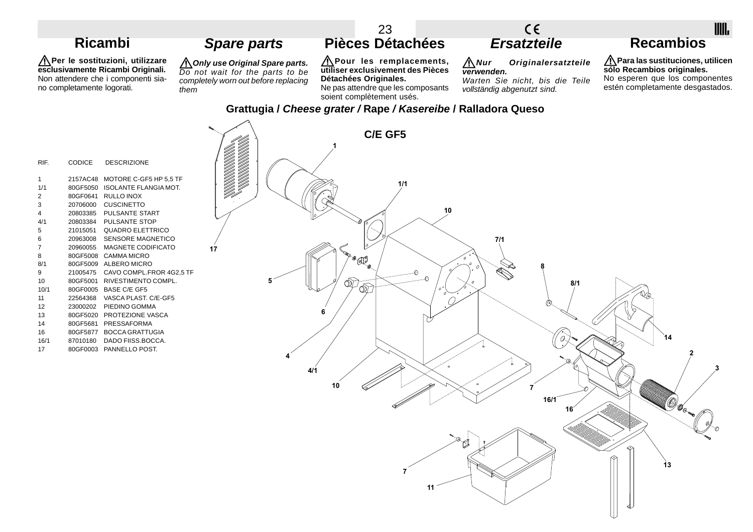## Ricambi

⚠ **Per le sostituzioni, utilizzare esclusivamente Ricambi Originali.**
Non attendere che i componenti siano completamente logorati.

## *Spare parts*

⚠ ***Only use Original Spare parts.***
*Do not wait for the parts to be completely worn out before replacing them*

## Pièces Détachées

⚠ **Pour les remplacements, utiliser exclusivement des Pièces Détachées Originales.**
Ne pas attendre que les composants soient complètement usés.

## *Ersatzteile*

⚠ ***Nur Originalersatzteile verwenden.***
*Warten Sie nicht, bis die Teile vollständig abgenutzt sind.*

## Recambios

⚠ **Para las sustituciones, utilicen sólo Recambios originales.**
No esperen que los componentes estén completamente desgastados.

### Grattugia / *Cheese grater* / Rape / *Kasereibe* / Ralladora Queso

#### C/E GF5

| RIF. | CODICE | DESCRIZIONE |
|---|---|---|
| 1 | 2157AC48 | MOTORE C-GF5 HP 5,5 TF |
| 1/1 | 80GF5050 | ISOLANTE FLANGIA MOT. |
| 2 | 80GF0641 | RULLO INOX |
| 3 | 20706000 | CUSCINETTO |
| 4 | 20803385 | PULSANTE START |
| 4/1 | 20803384 | PULSANTE STOP |
| 5 | 21015051 | QUADRO ELETTRICO |
| 6 | 20963008 | SENSORE MAGNETICO |
| 7 | 20960055 | MAGNETE CODIFICATO |
| 8 | 80GF5008 | CAMMA MICRO |
| 8/1 | 80GF5009 | ALBERO MICRO |
| 9 | 21005475 | CAVO COMPL.FROR 4G2,5 TF |
| 10 | 80GF5001 | RIVESTIMENTO COMPL. |
| 10/1 | 80GF0005 | BASE C/E GF5 |
| 11 | 22564368 | VASCA PLAST. C/E-GF5 |
| 12 | 23000202 | PIEDINO GOMMA |
| 13 | 80GF5020 | PROTEZIONE VASCA |
| 14 | 80GF5681 | PRESSAFORMA |
| 16 | 80GF5877 | BOCCA GRATTUGIA |
| 16/1 | 87010180 | DADO FIISS.BOCCA. |
| 17 | 80GF0003 | PANNELLO POST. |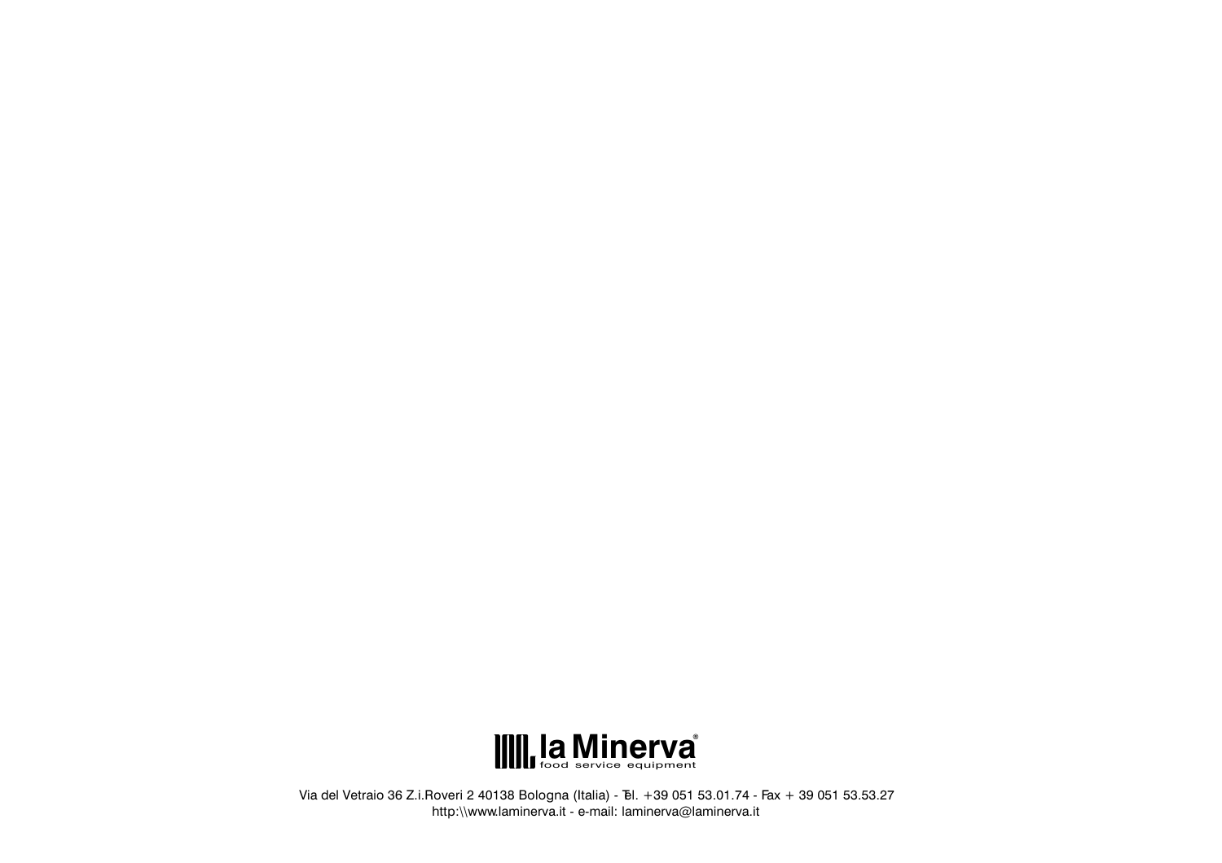**la Minerva®**
food service equipment

Via del Vetraio 36 Z.i.Roveri 2 40138 Bologna (Italia) - Tel. +39 051 53.01.74 - Fax + 39 051 53.53.27
http:\\www.laminerva.it - e-mail: laminerva@laminerva.it